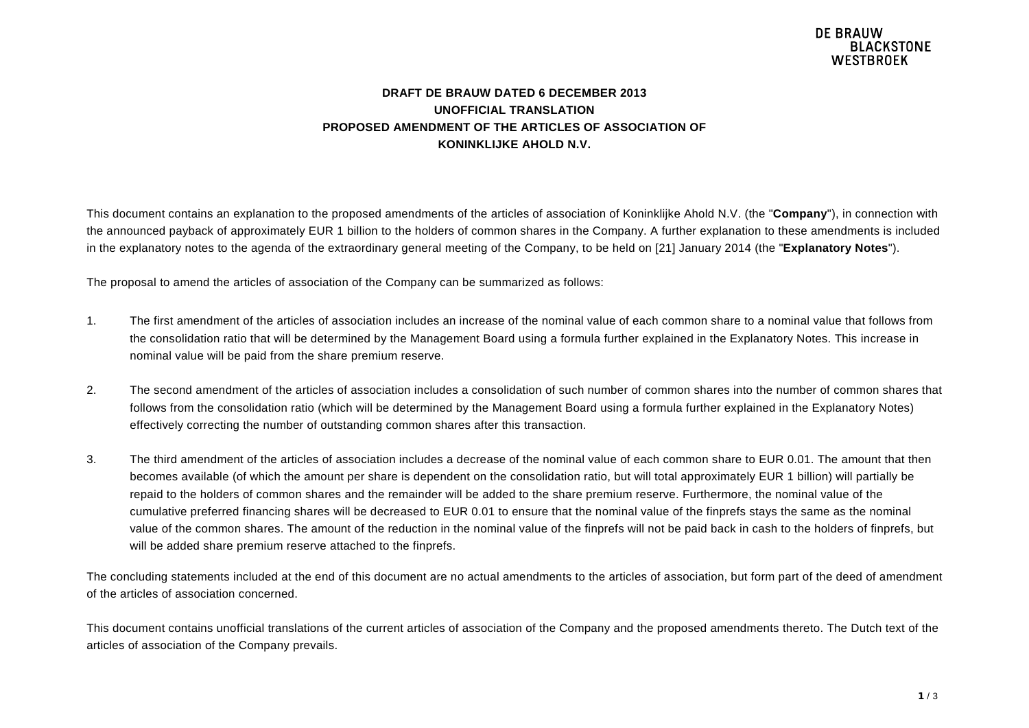DE BRAUW BLACKSTONE WESTBROEK

**DRAFT DE BRAUW DATED 6 DECEMBER 2013**
**UNOFFICIAL TRANSLATION**
**PROPOSED AMENDMENT OF THE ARTICLES OF ASSOCIATION OF**
**KONINKLIJKE AHOLD N.V.**

This document contains an explanation to the proposed amendments of the articles of association of Koninklijke Ahold N.V. (the "**Company**"), in connection with the announced payback of approximately EUR 1 billion to the holders of common shares in the Company. A further explanation to these amendments is included in the explanatory notes to the agenda of the extraordinary general meeting of the Company, to be held on [21] January 2014 (the "**Explanatory Notes**").

The proposal to amend the articles of association of the Company can be summarized as follows:

1. The first amendment of the articles of association includes an increase of the nominal value of each common share to a nominal value that follows from the consolidation ratio that will be determined by the Management Board using a formula further explained in the Explanatory Notes. This increase in nominal value will be paid from the share premium reserve.

2. The second amendment of the articles of association includes a consolidation of such number of common shares into the number of common shares that follows from the consolidation ratio (which will be determined by the Management Board using a formula further explained in the Explanatory Notes) effectively correcting the number of outstanding common shares after this transaction.

3. The third amendment of the articles of association includes a decrease of the nominal value of each common share to EUR 0.01. The amount that then becomes available (of which the amount per share is dependent on the consolidation ratio, but will total approximately EUR 1 billion) will partially be repaid to the holders of common shares and the remainder will be added to the share premium reserve. Furthermore, the nominal value of the cumulative preferred financing shares will be decreased to EUR 0.01 to ensure that the nominal value of the finprefs stays the same as the nominal value of the common shares. The amount of the reduction in the nominal value of the finprefs will not be paid back in cash to the holders of finprefs, but will be added share premium reserve attached to the finprefs.

The concluding statements included at the end of this document are no actual amendments to the articles of association, but form part of the deed of amendment of the articles of association concerned.

This document contains unofficial translations of the current articles of association of the Company and the proposed amendments thereto. The Dutch text of the articles of association of the Company prevails.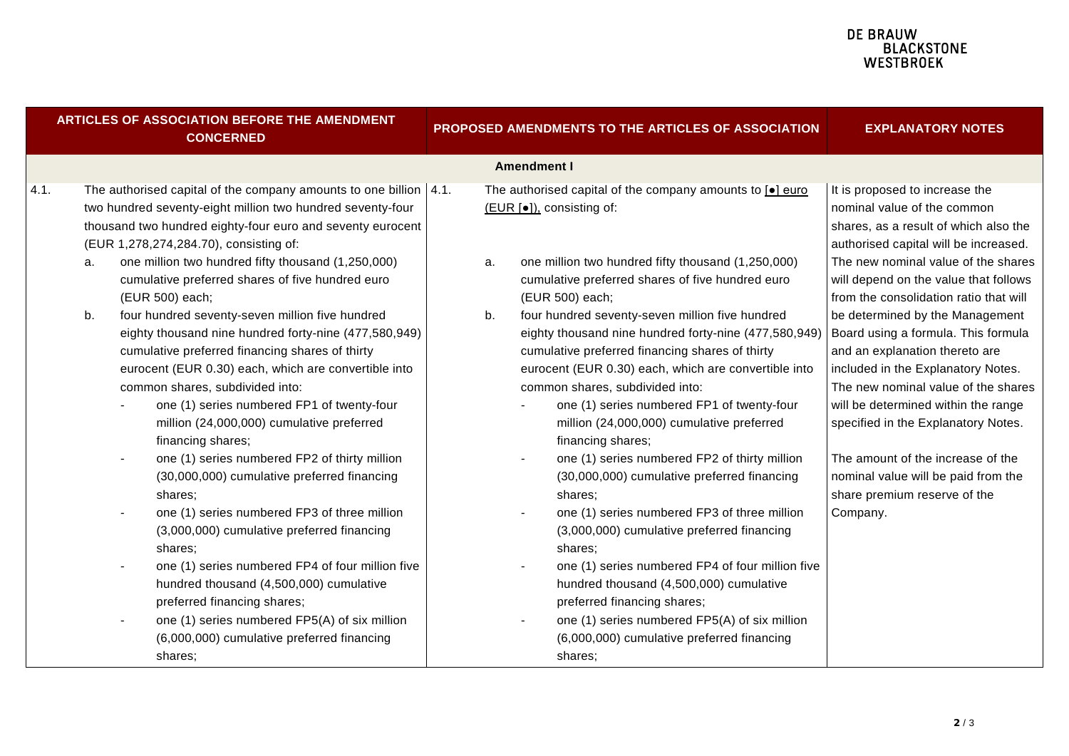| ARTICLES OF ASSOCIATION BEFORE THE AMENDMENT CONCERNED | PROPOSED AMENDMENTS TO THE ARTICLES OF ASSOCIATION | EXPLANATORY NOTES |
|---|---|---|
| **Amendment I** | | |
| 4.1. The authorised capital of the company amounts to one billion two hundred seventy-eight million two hundred seventy-four thousand two hundred eighty-four euro and seventy eurocent (EUR 1,278,274,284.70), consisting of:<br>a. one million two hundred fifty thousand (1,250,000) cumulative preferred shares of five hundred euro (EUR 500) each;<br>b. four hundred seventy-seven million five hundred eighty thousand nine hundred forty-nine (477,580,949) cumulative preferred financing shares of thirty eurocent (EUR 0.30) each, which are convertible into common shares, subdivided into:<br>- one (1) series numbered FP1 of twenty-four million (24,000,000) cumulative preferred financing shares;<br>- one (1) series numbered FP2 of thirty million (30,000,000) cumulative preferred financing shares;<br>- one (1) series numbered FP3 of three million (3,000,000) cumulative preferred financing shares;<br>- one (1) series numbered FP4 of four million five hundred thousand (4,500,000) cumulative preferred financing shares;<br>- one (1) series numbered FP5(A) of six million (6,000,000) cumulative preferred financing shares; | 4.1. The authorised capital of the company amounts to [•] euro (EUR [•]), consisting of:<br>a. one million two hundred fifty thousand (1,250,000) cumulative preferred shares of five hundred euro (EUR 500) each;<br>b. four hundred seventy-seven million five hundred eighty thousand nine hundred forty-nine (477,580,949) cumulative preferred financing shares of thirty eurocent (EUR 0.30) each, which are convertible into common shares, subdivided into:<br>- one (1) series numbered FP1 of twenty-four million (24,000,000) cumulative preferred financing shares;<br>- one (1) series numbered FP2 of thirty million (30,000,000) cumulative preferred financing shares;<br>- one (1) series numbered FP3 of three million (3,000,000) cumulative preferred financing shares;<br>- one (1) series numbered FP4 of four million five hundred thousand (4,500,000) cumulative preferred financing shares;<br>- one (1) series numbered FP5(A) of six million (6,000,000) cumulative preferred financing shares; | It is proposed to increase the nominal value of the common shares, as a result of which also the authorised capital will be increased. The new nominal value of the shares will depend on the value that follows from the consolidation ratio that will be determined by the Management Board using a formula. This formula and an explanation thereto are included in the Explanatory Notes. The new nominal value of the shares will be determined within the range specified in the Explanatory Notes.<br><br>The amount of the increase of the nominal value will be paid from the share premium reserve of the Company. |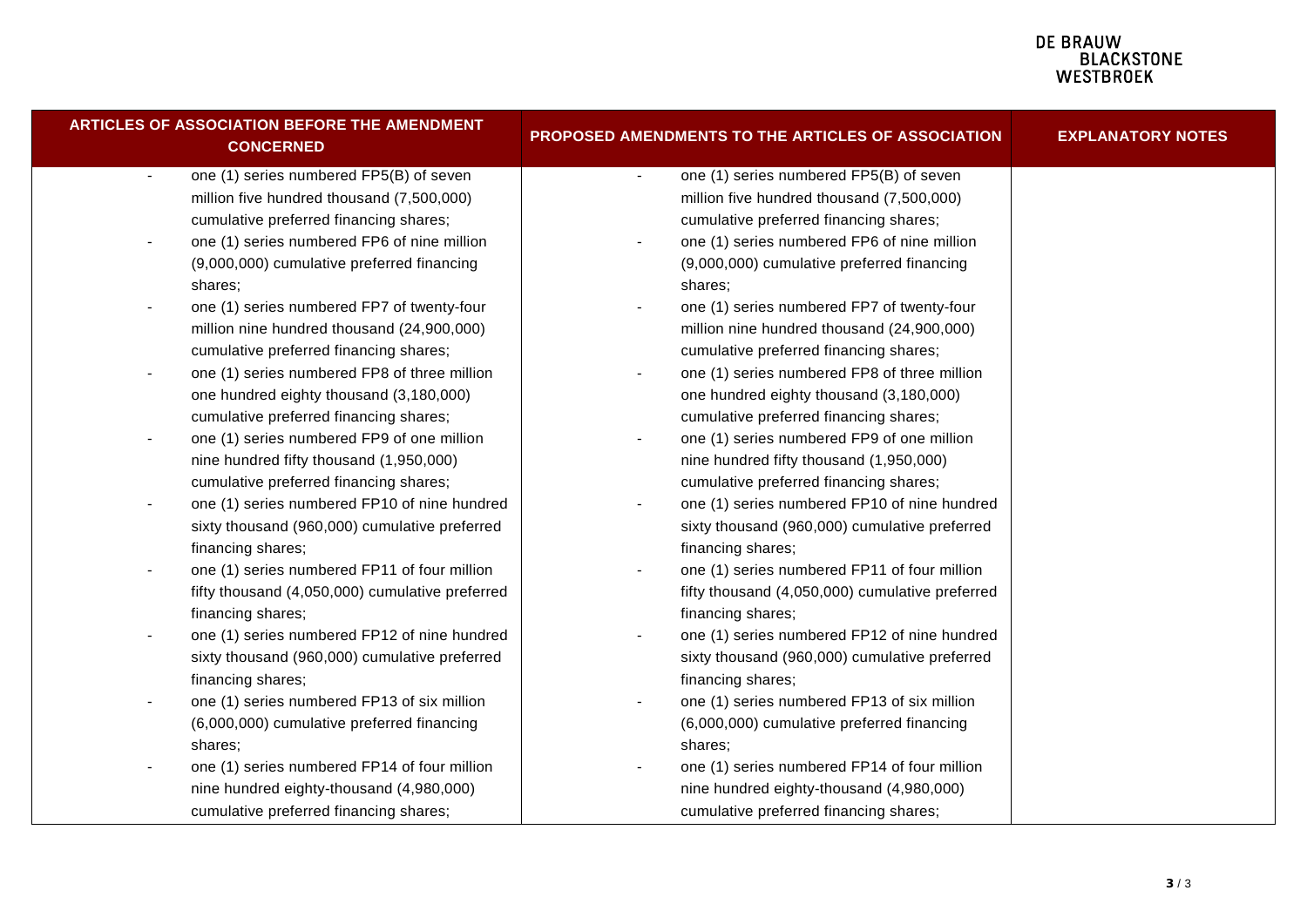| ARTICLES OF ASSOCIATION BEFORE THE AMENDMENT CONCERNED | PROPOSED AMENDMENTS TO THE ARTICLES OF ASSOCIATION | EXPLANATORY NOTES |
|---|---|---|
| - one (1) series numbered FP5(B) of seven million five hundred thousand (7,500,000) cumulative preferred financing shares;<br>- one (1) series numbered FP6 of nine million (9,000,000) cumulative preferred financing shares;<br>- one (1) series numbered FP7 of twenty-four million nine hundred thousand (24,900,000) cumulative preferred financing shares;<br>- one (1) series numbered FP8 of three million one hundred eighty thousand (3,180,000) cumulative preferred financing shares;<br>- one (1) series numbered FP9 of one million nine hundred fifty thousand (1,950,000) cumulative preferred financing shares;<br>- one (1) series numbered FP10 of nine hundred sixty thousand (960,000) cumulative preferred financing shares;<br>- one (1) series numbered FP11 of four million fifty thousand (4,050,000) cumulative preferred financing shares;<br>- one (1) series numbered FP12 of nine hundred sixty thousand (960,000) cumulative preferred financing shares;<br>- one (1) series numbered FP13 of six million (6,000,000) cumulative preferred financing shares;<br>- one (1) series numbered FP14 of four million nine hundred eighty-thousand (4,980,000) cumulative preferred financing shares; | - one (1) series numbered FP5(B) of seven million five hundred thousand (7,500,000) cumulative preferred financing shares;<br>- one (1) series numbered FP6 of nine million (9,000,000) cumulative preferred financing shares;<br>- one (1) series numbered FP7 of twenty-four million nine hundred thousand (24,900,000) cumulative preferred financing shares;<br>- one (1) series numbered FP8 of three million one hundred eighty thousand (3,180,000) cumulative preferred financing shares;<br>- one (1) series numbered FP9 of one million nine hundred fifty thousand (1,950,000) cumulative preferred financing shares;<br>- one (1) series numbered FP10 of nine hundred sixty thousand (960,000) cumulative preferred financing shares;<br>- one (1) series numbered FP11 of four million fifty thousand (4,050,000) cumulative preferred financing shares;<br>- one (1) series numbered FP12 of nine hundred sixty thousand (960,000) cumulative preferred financing shares;<br>- one (1) series numbered FP13 of six million (6,000,000) cumulative preferred financing shares;<br>- one (1) series numbered FP14 of four million nine hundred eighty-thousand (4,980,000) cumulative preferred financing shares; | |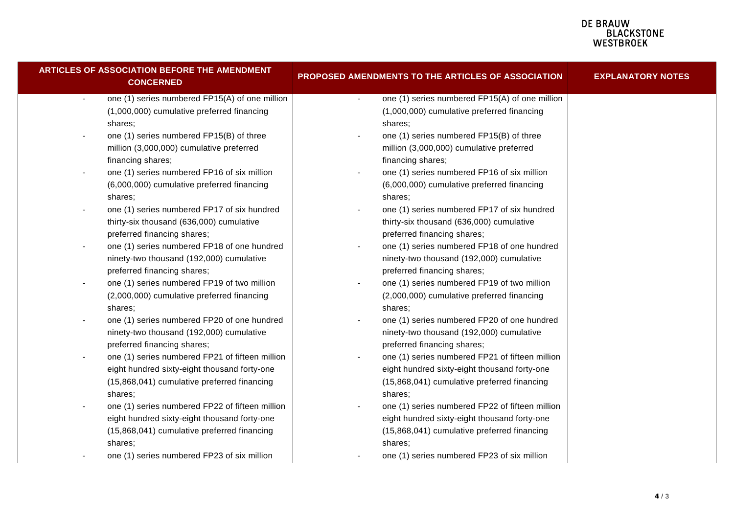| ARTICLES OF ASSOCIATION BEFORE THE AMENDMENT CONCERNED | PROPOSED AMENDMENTS TO THE ARTICLES OF ASSOCIATION | EXPLANATORY NOTES |
|---|---|---|
| - one (1) series numbered FP15(A) of one million (1,000,000) cumulative preferred financing shares;<br>- one (1) series numbered FP15(B) of three million (3,000,000) cumulative preferred financing shares;<br>- one (1) series numbered FP16 of six million (6,000,000) cumulative preferred financing shares;<br>- one (1) series numbered FP17 of six hundred thirty-six thousand (636,000) cumulative preferred financing shares;<br>- one (1) series numbered FP18 of one hundred ninety-two thousand (192,000) cumulative preferred financing shares;<br>- one (1) series numbered FP19 of two million (2,000,000) cumulative preferred financing shares;<br>- one (1) series numbered FP20 of one hundred ninety-two thousand (192,000) cumulative preferred financing shares;<br>- one (1) series numbered FP21 of fifteen million eight hundred sixty-eight thousand forty-one (15,868,041) cumulative preferred financing shares;<br>- one (1) series numbered FP22 of fifteen million eight hundred sixty-eight thousand forty-one (15,868,041) cumulative preferred financing shares;<br>- one (1) series numbered FP23 of six million | - one (1) series numbered FP15(A) of one million (1,000,000) cumulative preferred financing shares;<br>- one (1) series numbered FP15(B) of three million (3,000,000) cumulative preferred financing shares;<br>- one (1) series numbered FP16 of six million (6,000,000) cumulative preferred financing shares;<br>- one (1) series numbered FP17 of six hundred thirty-six thousand (636,000) cumulative preferred financing shares;<br>- one (1) series numbered FP18 of one hundred ninety-two thousand (192,000) cumulative preferred financing shares;<br>- one (1) series numbered FP19 of two million (2,000,000) cumulative preferred financing shares;<br>- one (1) series numbered FP20 of one hundred ninety-two thousand (192,000) cumulative preferred financing shares;<br>- one (1) series numbered FP21 of fifteen million eight hundred sixty-eight thousand forty-one (15,868,041) cumulative preferred financing shares;<br>- one (1) series numbered FP22 of fifteen million eight hundred sixty-eight thousand forty-one (15,868,041) cumulative preferred financing shares;<br>- one (1) series numbered FP23 of six million | |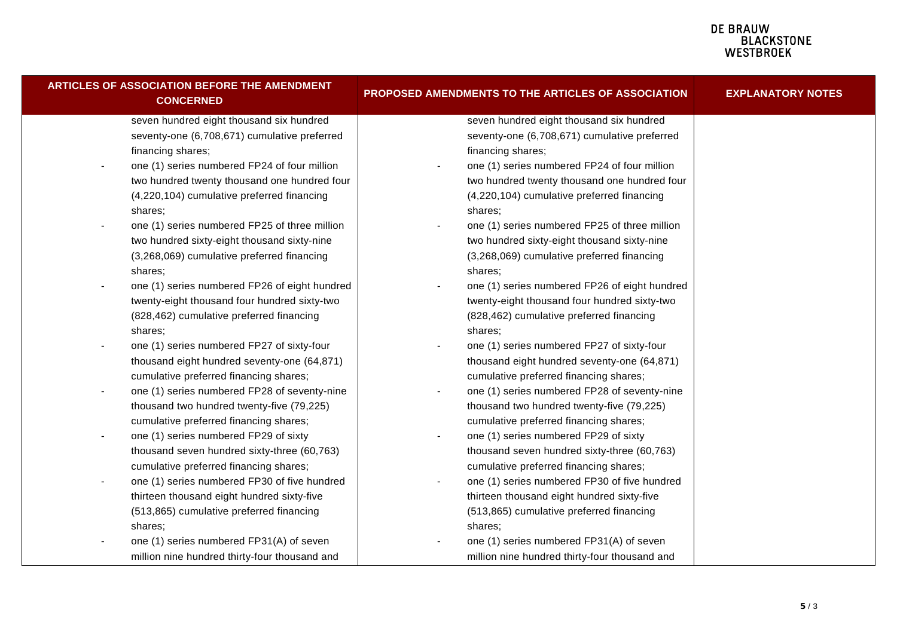| ARTICLES OF ASSOCIATION BEFORE THE AMENDMENT CONCERNED | PROPOSED AMENDMENTS TO THE ARTICLES OF ASSOCIATION | EXPLANATORY NOTES |
|---|---|---|
| seven hundred eight thousand six hundred seventy-one (6,708,671) cumulative preferred financing shares;<br>- one (1) series numbered FP24 of four million two hundred twenty thousand one hundred four (4,220,104) cumulative preferred financing shares;<br>- one (1) series numbered FP25 of three million two hundred sixty-eight thousand sixty-nine (3,268,069) cumulative preferred financing shares;<br>- one (1) series numbered FP26 of eight hundred twenty-eight thousand four hundred sixty-two (828,462) cumulative preferred financing shares;<br>- one (1) series numbered FP27 of sixty-four thousand eight hundred seventy-one (64,871) cumulative preferred financing shares;<br>- one (1) series numbered FP28 of seventy-nine thousand two hundred twenty-five (79,225) cumulative preferred financing shares;<br>- one (1) series numbered FP29 of sixty thousand seven hundred sixty-three (60,763) cumulative preferred financing shares;<br>- one (1) series numbered FP30 of five hundred thirteen thousand eight hundred sixty-five (513,865) cumulative preferred financing shares;<br>- one (1) series numbered FP31(A) of seven million nine hundred thirty-four thousand and | seven hundred eight thousand six hundred seventy-one (6,708,671) cumulative preferred financing shares;<br>- one (1) series numbered FP24 of four million two hundred twenty thousand one hundred four (4,220,104) cumulative preferred financing shares;<br>- one (1) series numbered FP25 of three million two hundred sixty-eight thousand sixty-nine (3,268,069) cumulative preferred financing shares;<br>- one (1) series numbered FP26 of eight hundred twenty-eight thousand four hundred sixty-two (828,462) cumulative preferred financing shares;<br>- one (1) series numbered FP27 of sixty-four thousand eight hundred seventy-one (64,871) cumulative preferred financing shares;<br>- one (1) series numbered FP28 of seventy-nine thousand two hundred twenty-five (79,225) cumulative preferred financing shares;<br>- one (1) series numbered FP29 of sixty thousand seven hundred sixty-three (60,763) cumulative preferred financing shares;<br>- one (1) series numbered FP30 of five hundred thirteen thousand eight hundred sixty-five (513,865) cumulative preferred financing shares;<br>- one (1) series numbered FP31(A) of seven million nine hundred thirty-four thousand and | |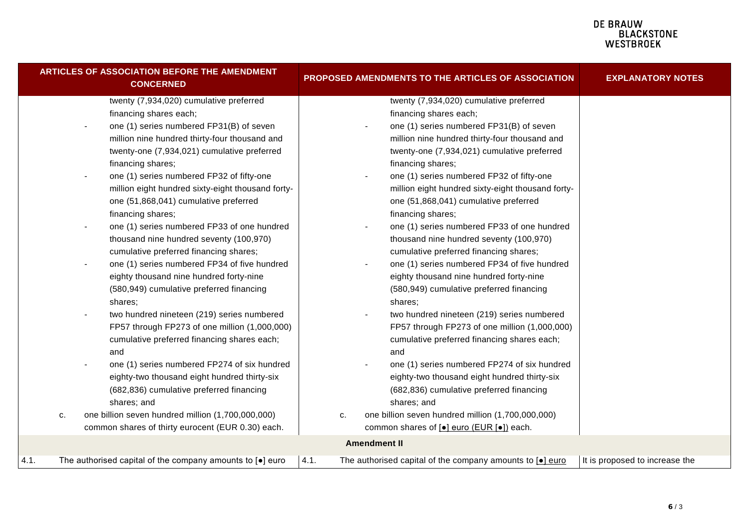| ARTICLES OF ASSOCIATION BEFORE THE AMENDMENT CONCERNED | PROPOSED AMENDMENTS TO THE ARTICLES OF ASSOCIATION | EXPLANATORY NOTES |
|---|---|---|
| twenty (7,934,020) cumulative preferred financing shares each;<br>- one (1) series numbered FP31(B) of seven million nine hundred thirty-four thousand and twenty-one (7,934,021) cumulative preferred financing shares;<br>- one (1) series numbered FP32 of fifty-one million eight hundred sixty-eight thousand forty-one (51,868,041) cumulative preferred financing shares;<br>- one (1) series numbered FP33 of one hundred thousand nine hundred seventy (100,970) cumulative preferred financing shares;<br>- one (1) series numbered FP34 of five hundred eighty thousand nine hundred forty-nine (580,949) cumulative preferred financing shares;<br>- two hundred nineteen (219) series numbered FP57 through FP273 of one million (1,000,000) cumulative preferred financing shares each; and<br>- one (1) series numbered FP274 of six hundred eighty-two thousand eight hundred thirty-six (682,836) cumulative preferred financing shares; and<br>c. one billion seven hundred million (1,700,000,000) common shares of thirty eurocent (EUR 0.30) each. | twenty (7,934,020) cumulative preferred financing shares each;<br>- one (1) series numbered FP31(B) of seven million nine hundred thirty-four thousand and twenty-one (7,934,021) cumulative preferred financing shares;<br>- one (1) series numbered FP32 of fifty-one million eight hundred sixty-eight thousand forty-one (51,868,041) cumulative preferred financing shares;<br>- one (1) series numbered FP33 of one hundred thousand nine hundred seventy (100,970) cumulative preferred financing shares;<br>- one (1) series numbered FP34 of five hundred eighty thousand nine hundred forty-nine (580,949) cumulative preferred financing shares;<br>- two hundred nineteen (219) series numbered FP57 through FP273 of one million (1,000,000) cumulative preferred financing shares each; and<br>- one (1) series numbered FP274 of six hundred eighty-two thousand eight hundred thirty-six (682,836) cumulative preferred financing shares; and<br>c. one billion seven hundred million (1,700,000,000) common shares of [•] euro (EUR [•]) each. | |
| **Amendment II** | | |
| 4.1. The authorised capital of the company amounts to [•] euro | 4.1. The authorised capital of the company amounts to [•] euro | It is proposed to increase the |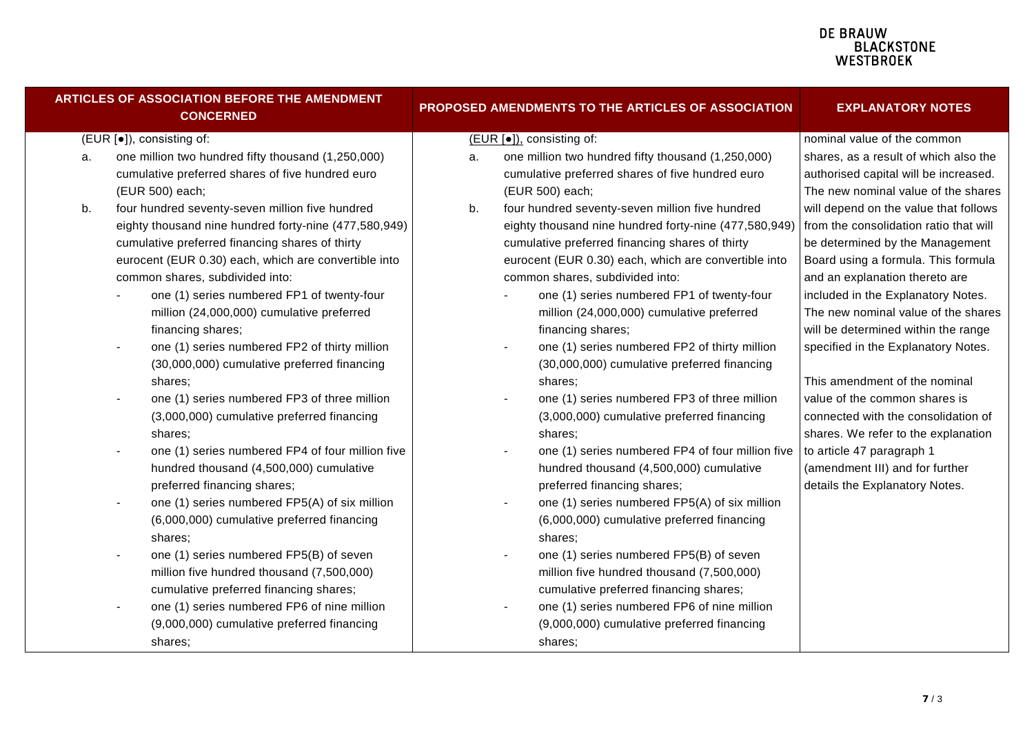| ARTICLES OF ASSOCIATION BEFORE THE AMENDMENT CONCERNED | PROPOSED AMENDMENTS TO THE ARTICLES OF ASSOCIATION | EXPLANATORY NOTES |
|---|---|---|
| (EUR [●]), consisting of:<br>a. one million two hundred fifty thousand (1,250,000) cumulative preferred shares of five hundred euro (EUR 500) each;<br>b. four hundred seventy-seven million five hundred eighty thousand nine hundred forty-nine (477,580,949) cumulative preferred financing shares of thirty eurocent (EUR 0.30) each, which are convertible into common shares, subdivided into:<br>- one (1) series numbered FP1 of twenty-four million (24,000,000) cumulative preferred financing shares;<br>- one (1) series numbered FP2 of thirty million (30,000,000) cumulative preferred financing shares;<br>- one (1) series numbered FP3 of three million (3,000,000) cumulative preferred financing shares;<br>- one (1) series numbered FP4 of four million five hundred thousand (4,500,000) cumulative preferred financing shares;<br>- one (1) series numbered FP5(A) of six million (6,000,000) cumulative preferred financing shares;<br>- one (1) series numbered FP5(B) of seven million five hundred thousand (7,500,000) cumulative preferred financing shares;<br>- one (1) series numbered FP6 of nine million (9,000,000) cumulative preferred financing shares; | (EUR [●]), consisting of:<br>a. one million two hundred fifty thousand (1,250,000) cumulative preferred shares of five hundred euro (EUR 500) each;<br>b. four hundred seventy-seven million five hundred eighty thousand nine hundred forty-nine (477,580,949) cumulative preferred financing shares of thirty eurocent (EUR 0.30) each, which are convertible into common shares, subdivided into:<br>- one (1) series numbered FP1 of twenty-four million (24,000,000) cumulative preferred financing shares;<br>- one (1) series numbered FP2 of thirty million (30,000,000) cumulative preferred financing shares;<br>- one (1) series numbered FP3 of three million (3,000,000) cumulative preferred financing shares;<br>- one (1) series numbered FP4 of four million five hundred thousand (4,500,000) cumulative preferred financing shares;<br>- one (1) series numbered FP5(A) of six million (6,000,000) cumulative preferred financing shares;<br>- one (1) series numbered FP5(B) of seven million five hundred thousand (7,500,000) cumulative preferred financing shares;<br>- one (1) series numbered FP6 of nine million (9,000,000) cumulative preferred financing shares; | nominal value of the common shares, as a result of which also the authorised capital will be increased. The new nominal value of the shares will depend on the value that follows from the consolidation ratio that will be determined by the Management Board using a formula. This formula and an explanation thereto are included in the Explanatory Notes. The new nominal value of the shares will be determined within the range specified in the Explanatory Notes.<br><br>This amendment of the nominal value of the common shares is connected with the consolidation of shares. We refer to the explanation to article 47 paragraph 1 (amendment III) and for further details the Explanatory Notes. |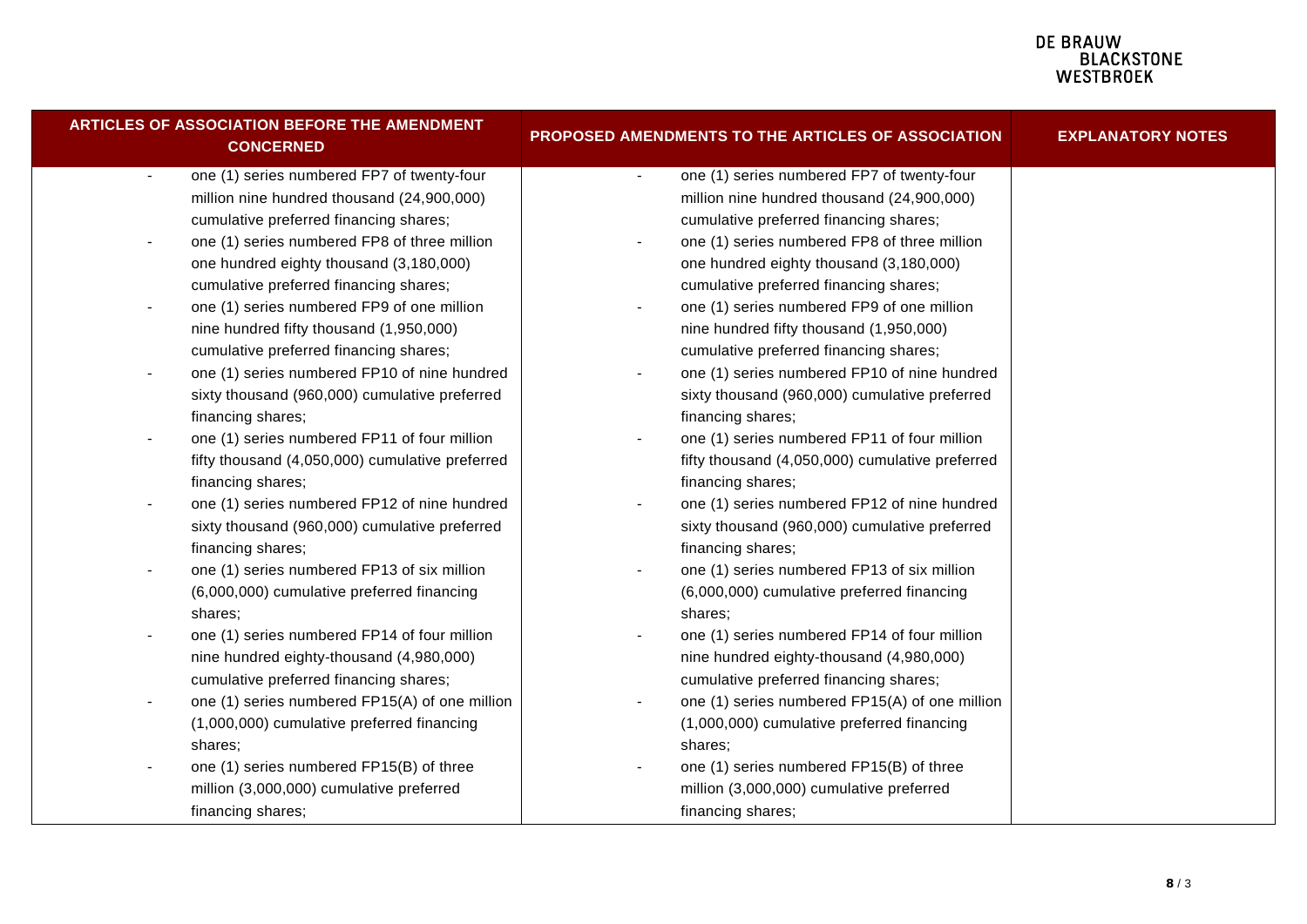| ARTICLES OF ASSOCIATION BEFORE THE AMENDMENT CONCERNED | PROPOSED AMENDMENTS TO THE ARTICLES OF ASSOCIATION | EXPLANATORY NOTES |
|---|---|---|
| - one (1) series numbered FP7 of twenty-four million nine hundred thousand (24,900,000) cumulative preferred financing shares;<br>- one (1) series numbered FP8 of three million one hundred eighty thousand (3,180,000) cumulative preferred financing shares;<br>- one (1) series numbered FP9 of one million nine hundred fifty thousand (1,950,000) cumulative preferred financing shares;<br>- one (1) series numbered FP10 of nine hundred sixty thousand (960,000) cumulative preferred financing shares;<br>- one (1) series numbered FP11 of four million fifty thousand (4,050,000) cumulative preferred financing shares;<br>- one (1) series numbered FP12 of nine hundred sixty thousand (960,000) cumulative preferred financing shares;<br>- one (1) series numbered FP13 of six million (6,000,000) cumulative preferred financing shares;<br>- one (1) series numbered FP14 of four million nine hundred eighty-thousand (4,980,000) cumulative preferred financing shares;<br>- one (1) series numbered FP15(A) of one million (1,000,000) cumulative preferred financing shares;<br>- one (1) series numbered FP15(B) of three million (3,000,000) cumulative preferred financing shares; | - one (1) series numbered FP7 of twenty-four million nine hundred thousand (24,900,000) cumulative preferred financing shares;<br>- one (1) series numbered FP8 of three million one hundred eighty thousand (3,180,000) cumulative preferred financing shares;<br>- one (1) series numbered FP9 of one million nine hundred fifty thousand (1,950,000) cumulative preferred financing shares;<br>- one (1) series numbered FP10 of nine hundred sixty thousand (960,000) cumulative preferred financing shares;<br>- one (1) series numbered FP11 of four million fifty thousand (4,050,000) cumulative preferred financing shares;<br>- one (1) series numbered FP12 of nine hundred sixty thousand (960,000) cumulative preferred financing shares;<br>- one (1) series numbered FP13 of six million (6,000,000) cumulative preferred financing shares;<br>- one (1) series numbered FP14 of four million nine hundred eighty-thousand (4,980,000) cumulative preferred financing shares;<br>- one (1) series numbered FP15(A) of one million (1,000,000) cumulative preferred financing shares;<br>- one (1) series numbered FP15(B) of three million (3,000,000) cumulative preferred financing shares; | |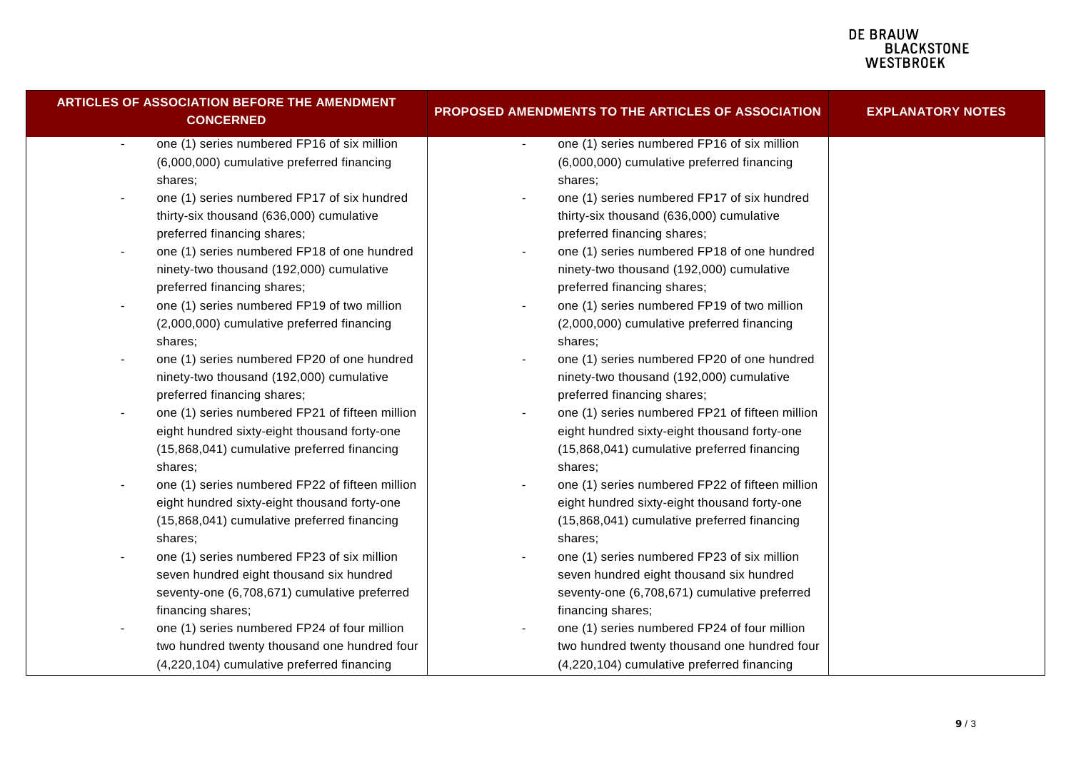| ARTICLES OF ASSOCIATION BEFORE THE AMENDMENT CONCERNED | PROPOSED AMENDMENTS TO THE ARTICLES OF ASSOCIATION | EXPLANATORY NOTES |
|---|---|---|
| - one (1) series numbered FP16 of six million (6,000,000) cumulative preferred financing shares;<br>- one (1) series numbered FP17 of six hundred thirty-six thousand (636,000) cumulative preferred financing shares;<br>- one (1) series numbered FP18 of one hundred ninety-two thousand (192,000) cumulative preferred financing shares;<br>- one (1) series numbered FP19 of two million (2,000,000) cumulative preferred financing shares;<br>- one (1) series numbered FP20 of one hundred ninety-two thousand (192,000) cumulative preferred financing shares;<br>- one (1) series numbered FP21 of fifteen million eight hundred sixty-eight thousand forty-one (15,868,041) cumulative preferred financing shares;<br>- one (1) series numbered FP22 of fifteen million eight hundred sixty-eight thousand forty-one (15,868,041) cumulative preferred financing shares;<br>- one (1) series numbered FP23 of six million seven hundred eight thousand six hundred seventy-one (6,708,671) cumulative preferred financing shares;<br>- one (1) series numbered FP24 of four million two hundred twenty thousand one hundred four (4,220,104) cumulative preferred financing | - one (1) series numbered FP16 of six million (6,000,000) cumulative preferred financing shares;<br>- one (1) series numbered FP17 of six hundred thirty-six thousand (636,000) cumulative preferred financing shares;<br>- one (1) series numbered FP18 of one hundred ninety-two thousand (192,000) cumulative preferred financing shares;<br>- one (1) series numbered FP19 of two million (2,000,000) cumulative preferred financing shares;<br>- one (1) series numbered FP20 of one hundred ninety-two thousand (192,000) cumulative preferred financing shares;<br>- one (1) series numbered FP21 of fifteen million eight hundred sixty-eight thousand forty-one (15,868,041) cumulative preferred financing shares;<br>- one (1) series numbered FP22 of fifteen million eight hundred sixty-eight thousand forty-one (15,868,041) cumulative preferred financing shares;<br>- one (1) series numbered FP23 of six million seven hundred eight thousand six hundred seventy-one (6,708,671) cumulative preferred financing shares;<br>- one (1) series numbered FP24 of four million two hundred twenty thousand one hundred four (4,220,104) cumulative preferred financing | |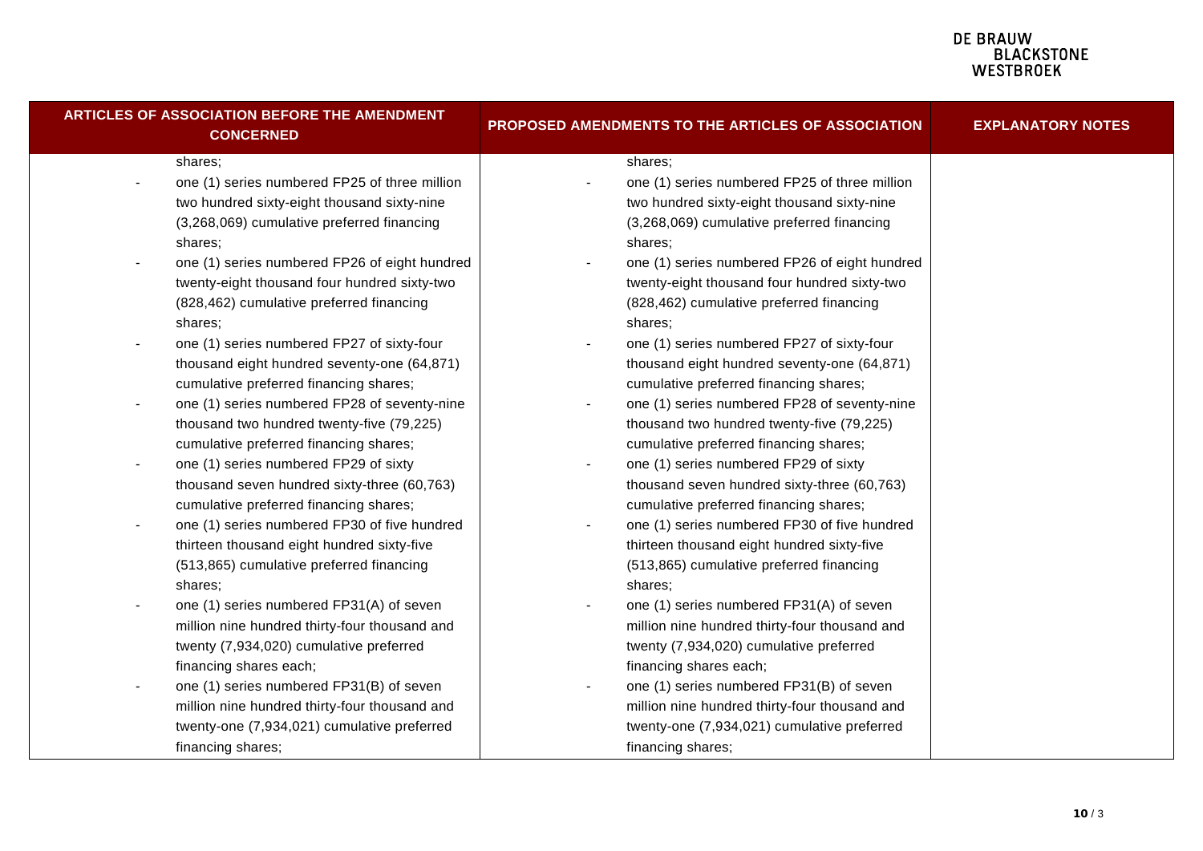| ARTICLES OF ASSOCIATION BEFORE THE AMENDMENT CONCERNED | PROPOSED AMENDMENTS TO THE ARTICLES OF ASSOCIATION | EXPLANATORY NOTES |
|---|---|---|
| shares;<br>- one (1) series numbered FP25 of three million two hundred sixty-eight thousand sixty-nine (3,268,069) cumulative preferred financing shares;<br>- one (1) series numbered FP26 of eight hundred twenty-eight thousand four hundred sixty-two (828,462) cumulative preferred financing shares;<br>- one (1) series numbered FP27 of sixty-four thousand eight hundred seventy-one (64,871) cumulative preferred financing shares;<br>- one (1) series numbered FP28 of seventy-nine thousand two hundred twenty-five (79,225) cumulative preferred financing shares;<br>- one (1) series numbered FP29 of sixty thousand seven hundred sixty-three (60,763) cumulative preferred financing shares;<br>- one (1) series numbered FP30 of five hundred thirteen thousand eight hundred sixty-five (513,865) cumulative preferred financing shares;<br>- one (1) series numbered FP31(A) of seven million nine hundred thirty-four thousand and twenty (7,934,020) cumulative preferred financing shares each;<br>- one (1) series numbered FP31(B) of seven million nine hundred thirty-four thousand and twenty-one (7,934,021) cumulative preferred financing shares; | shares;<br>- one (1) series numbered FP25 of three million two hundred sixty-eight thousand sixty-nine (3,268,069) cumulative preferred financing shares;<br>- one (1) series numbered FP26 of eight hundred twenty-eight thousand four hundred sixty-two (828,462) cumulative preferred financing shares;<br>- one (1) series numbered FP27 of sixty-four thousand eight hundred seventy-one (64,871) cumulative preferred financing shares;<br>- one (1) series numbered FP28 of seventy-nine thousand two hundred twenty-five (79,225) cumulative preferred financing shares;<br>- one (1) series numbered FP29 of sixty thousand seven hundred sixty-three (60,763) cumulative preferred financing shares;<br>- one (1) series numbered FP30 of five hundred thirteen thousand eight hundred sixty-five (513,865) cumulative preferred financing shares;<br>- one (1) series numbered FP31(A) of seven million nine hundred thirty-four thousand and twenty (7,934,020) cumulative preferred financing shares each;<br>- one (1) series numbered FP31(B) of seven million nine hundred thirty-four thousand and twenty-one (7,934,021) cumulative preferred financing shares; | |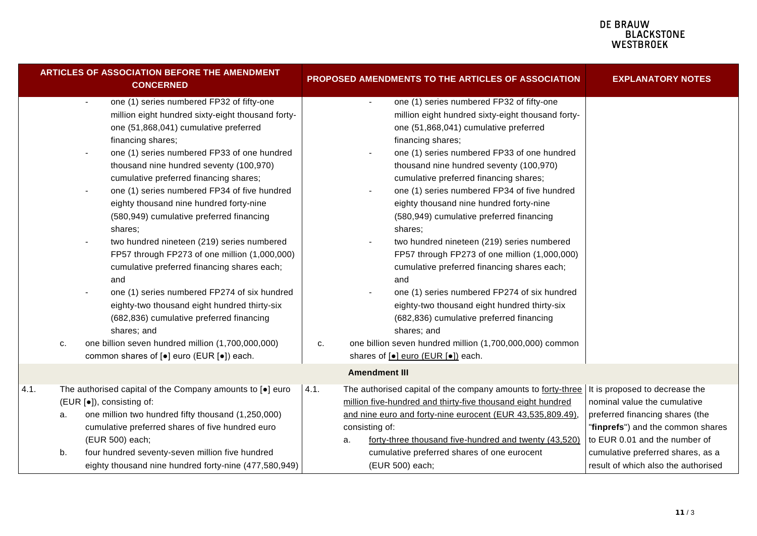| ARTICLES OF ASSOCIATION BEFORE THE AMENDMENT CONCERNED | PROPOSED AMENDMENTS TO THE ARTICLES OF ASSOCIATION | EXPLANATORY NOTES |
|---|---|---|
| - one (1) series numbered FP32 of fifty-one million eight hundred sixty-eight thousand forty-one (51,868,041) cumulative preferred financing shares;<br>- one (1) series numbered FP33 of one hundred thousand nine hundred seventy (100,970) cumulative preferred financing shares;<br>- one (1) series numbered FP34 of five hundred eighty thousand nine hundred forty-nine (580,949) cumulative preferred financing shares;<br>- two hundred nineteen (219) series numbered FP57 through FP273 of one million (1,000,000) cumulative preferred financing shares each; and<br>- one (1) series numbered FP274 of six hundred eighty-two thousand eight hundred thirty-six (682,836) cumulative preferred financing shares; and<br>c. one billion seven hundred million (1,700,000,000) common shares of [●] euro (EUR [●]) each. | - one (1) series numbered FP32 of fifty-one million eight hundred sixty-eight thousand forty-one (51,868,041) cumulative preferred financing shares;<br>- one (1) series numbered FP33 of one hundred thousand nine hundred seventy (100,970) cumulative preferred financing shares;<br>- one (1) series numbered FP34 of five hundred eighty thousand nine hundred forty-nine (580,949) cumulative preferred financing shares;<br>- two hundred nineteen (219) series numbered FP57 through FP273 of one million (1,000,000) cumulative preferred financing shares each; and<br>- one (1) series numbered FP274 of six hundred eighty-two thousand eight hundred thirty-six (682,836) cumulative preferred financing shares; and<br>c. one billion seven hundred million (1,700,000,000) common shares of <u>[●] euro (EUR [●])</u> each. | |
| | **Amendment III** | |
| 4.1. The authorised capital of the Company amounts to [●] euro (EUR [●]), consisting of:<br>a. one million two hundred fifty thousand (1,250,000) cumulative preferred shares of five hundred euro (EUR 500) each;<br>b. four hundred seventy-seven million five hundred eighty thousand nine hundred forty-nine (477,580,949) | 4.1. The authorised capital of the company amounts to <u>forty-three million five-hundred and thirty-five thousand eight hundred and nine euro and forty-nine eurocent (EUR 43,535,809.49)</u>, consisting of:<br>a. <u>forty-three thousand five-hundred and twenty (43,520)</u> cumulative preferred shares of one eurocent (EUR 500) each; | It is proposed to decrease the nominal value the cumulative preferred financing shares (the "**finprefs**") and the common shares to EUR 0.01 and the number of cumulative preferred shares, as a result of which also the authorised |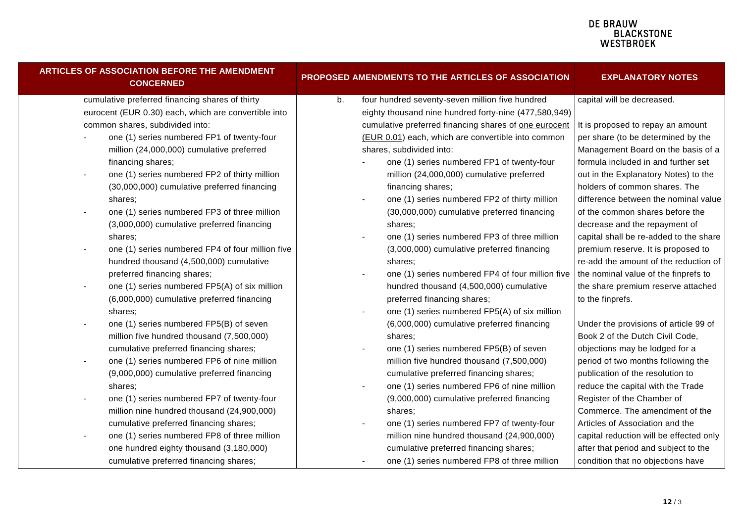| ARTICLES OF ASSOCIATION BEFORE THE AMENDMENT CONCERNED | PROPOSED AMENDMENTS TO THE ARTICLES OF ASSOCIATION | EXPLANATORY NOTES |
|---|---|---|
| cumulative preferred financing shares of thirty eurocent (EUR 0.30) each, which are convertible into common shares, subdivided into:<br>- one (1) series numbered FP1 of twenty-four million (24,000,000) cumulative preferred financing shares;<br>- one (1) series numbered FP2 of thirty million (30,000,000) cumulative preferred financing shares;<br>- one (1) series numbered FP3 of three million (3,000,000) cumulative preferred financing shares;<br>- one (1) series numbered FP4 of four million five hundred thousand (4,500,000) cumulative preferred financing shares;<br>- one (1) series numbered FP5(A) of six million (6,000,000) cumulative preferred financing shares;<br>- one (1) series numbered FP5(B) of seven million five hundred thousand (7,500,000) cumulative preferred financing shares;<br>- one (1) series numbered FP6 of nine million (9,000,000) cumulative preferred financing shares;<br>- one (1) series numbered FP7 of twenty-four million nine hundred thousand (24,900,000) cumulative preferred financing shares;<br>- one (1) series numbered FP8 of three million one hundred eighty thousand (3,180,000) cumulative preferred financing shares; | b. four hundred seventy-seven million five hundred eighty thousand nine hundred forty-nine (477,580,949) cumulative preferred financing shares of <u>one eurocent (EUR 0.01)</u> each, which are convertible into common shares, subdivided into:<br>- one (1) series numbered FP1 of twenty-four million (24,000,000) cumulative preferred financing shares;<br>- one (1) series numbered FP2 of thirty million (30,000,000) cumulative preferred financing shares;<br>- one (1) series numbered FP3 of three million (3,000,000) cumulative preferred financing shares;<br>- one (1) series numbered FP4 of four million five hundred thousand (4,500,000) cumulative preferred financing shares;<br>- one (1) series numbered FP5(A) of six million (6,000,000) cumulative preferred financing shares;<br>- one (1) series numbered FP5(B) of seven million five hundred thousand (7,500,000) cumulative preferred financing shares;<br>- one (1) series numbered FP6 of nine million (9,000,000) cumulative preferred financing shares;<br>- one (1) series numbered FP7 of twenty-four million nine hundred thousand (24,900,000) cumulative preferred financing shares;<br>- one (1) series numbered FP8 of three million | capital will be decreased.<br><br>It is proposed to repay an amount per share (to be determined by the Management Board on the basis of a formula included in and further set out in the Explanatory Notes) to the holders of common shares. The difference between the nominal value of the common shares before the decrease and the repayment of capital shall be re-added to the share premium reserve. It is proposed to re-add the amount of the reduction of the nominal value of the finprefs to the share premium reserve attached to the finprefs.<br><br>Under the provisions of article 99 of Book 2 of the Dutch Civil Code, objections may be lodged for a period of two months following the publication of the resolution to reduce the capital with the Trade Register of the Chamber of Commerce. The amendment of the Articles of Association and the capital reduction will be effected only after that period and subject to the condition that no objections have |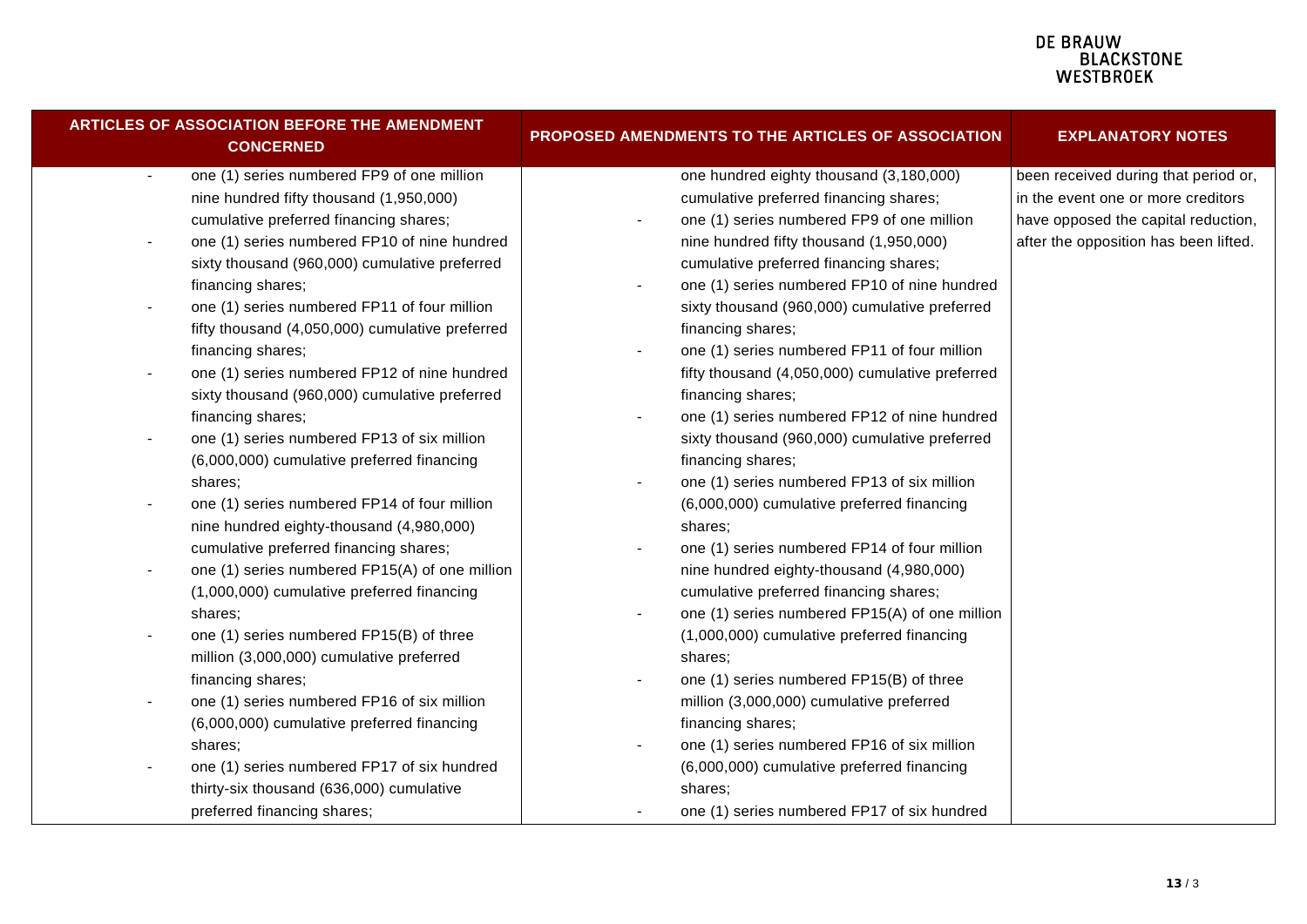| ARTICLES OF ASSOCIATION BEFORE THE AMENDMENT CONCERNED | PROPOSED AMENDMENTS TO THE ARTICLES OF ASSOCIATION | EXPLANATORY NOTES |
|---|---|---|
| - one (1) series numbered FP9 of one million nine hundred fifty thousand (1,950,000) cumulative preferred financing shares;<br>- one (1) series numbered FP10 of nine hundred sixty thousand (960,000) cumulative preferred financing shares;<br>- one (1) series numbered FP11 of four million fifty thousand (4,050,000) cumulative preferred financing shares;<br>- one (1) series numbered FP12 of nine hundred sixty thousand (960,000) cumulative preferred financing shares;<br>- one (1) series numbered FP13 of six million (6,000,000) cumulative preferred financing shares;<br>- one (1) series numbered FP14 of four million nine hundred eighty-thousand (4,980,000) cumulative preferred financing shares;<br>- one (1) series numbered FP15(A) of one million (1,000,000) cumulative preferred financing shares;<br>- one (1) series numbered FP15(B) of three million (3,000,000) cumulative preferred financing shares;<br>- one (1) series numbered FP16 of six million (6,000,000) cumulative preferred financing shares;<br>- one (1) series numbered FP17 of six hundred thirty-six thousand (636,000) cumulative preferred financing shares; | one hundred eighty thousand (3,180,000) cumulative preferred financing shares;<br>- one (1) series numbered FP9 of one million nine hundred fifty thousand (1,950,000) cumulative preferred financing shares;<br>- one (1) series numbered FP10 of nine hundred sixty thousand (960,000) cumulative preferred financing shares;<br>- one (1) series numbered FP11 of four million fifty thousand (4,050,000) cumulative preferred financing shares;<br>- one (1) series numbered FP12 of nine hundred sixty thousand (960,000) cumulative preferred financing shares;<br>- one (1) series numbered FP13 of six million (6,000,000) cumulative preferred financing shares;<br>- one (1) series numbered FP14 of four million nine hundred eighty-thousand (4,980,000) cumulative preferred financing shares;<br>- one (1) series numbered FP15(A) of one million (1,000,000) cumulative preferred financing shares;<br>- one (1) series numbered FP15(B) of three million (3,000,000) cumulative preferred financing shares;<br>- one (1) series numbered FP16 of six million (6,000,000) cumulative preferred financing shares;<br>- one (1) series numbered FP17 of six hundred | been received during that period or, in the event one or more creditors have opposed the capital reduction, after the opposition has been lifted. |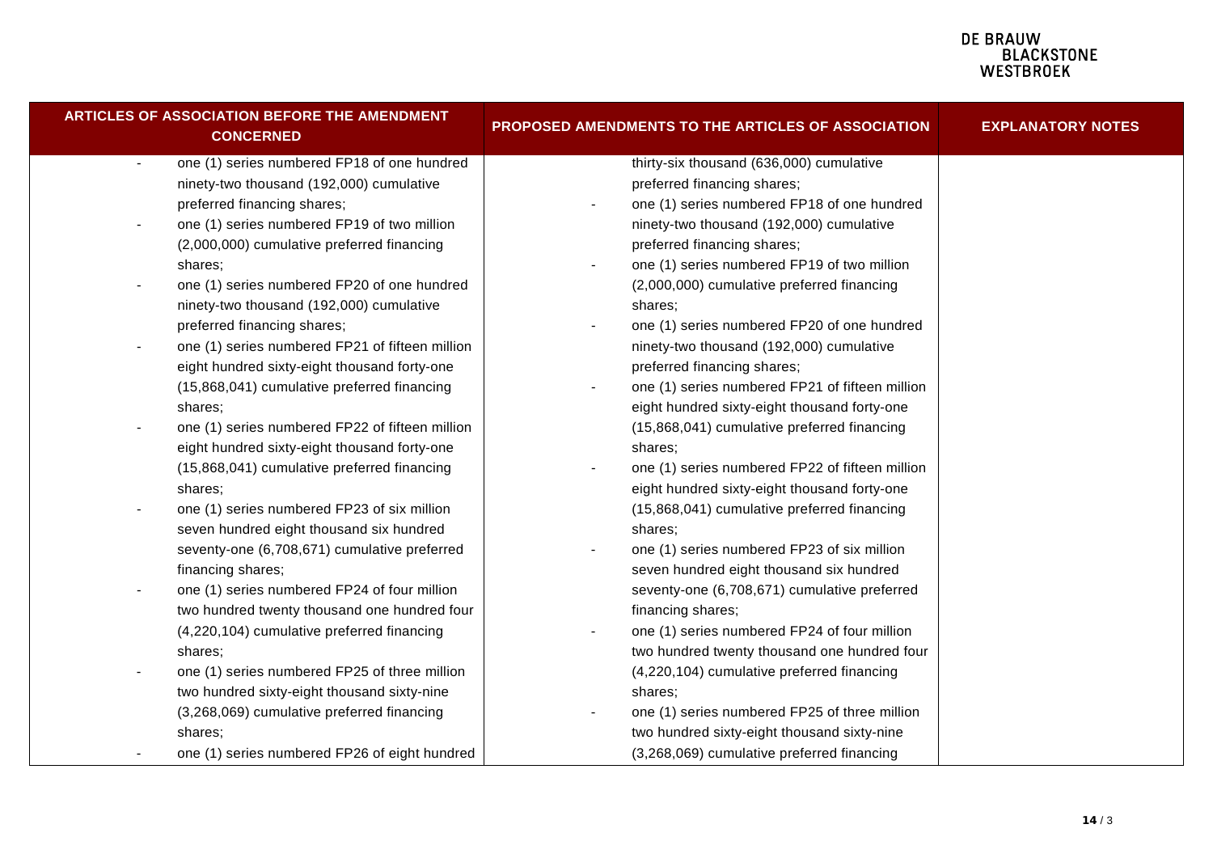| ARTICLES OF ASSOCIATION BEFORE THE AMENDMENT CONCERNED | PROPOSED AMENDMENTS TO THE ARTICLES OF ASSOCIATION | EXPLANATORY NOTES |
|---|---|---|
| - one (1) series numbered FP18 of one hundred ninety-two thousand (192,000) cumulative preferred financing shares;<br>- one (1) series numbered FP19 of two million (2,000,000) cumulative preferred financing shares;<br>- one (1) series numbered FP20 of one hundred ninety-two thousand (192,000) cumulative preferred financing shares;<br>- one (1) series numbered FP21 of fifteen million eight hundred sixty-eight thousand forty-one (15,868,041) cumulative preferred financing shares;<br>- one (1) series numbered FP22 of fifteen million eight hundred sixty-eight thousand forty-one (15,868,041) cumulative preferred financing shares;<br>- one (1) series numbered FP23 of six million seven hundred eight thousand six hundred seventy-one (6,708,671) cumulative preferred financing shares;<br>- one (1) series numbered FP24 of four million two hundred twenty thousand one hundred four (4,220,104) cumulative preferred financing shares;<br>- one (1) series numbered FP25 of three million two hundred sixty-eight thousand sixty-nine (3,268,069) cumulative preferred financing shares;<br>- one (1) series numbered FP26 of eight hundred | thirty-six thousand (636,000) cumulative preferred financing shares;<br>- one (1) series numbered FP18 of one hundred ninety-two thousand (192,000) cumulative preferred financing shares;<br>- one (1) series numbered FP19 of two million (2,000,000) cumulative preferred financing shares;<br>- one (1) series numbered FP20 of one hundred ninety-two thousand (192,000) cumulative preferred financing shares;<br>- one (1) series numbered FP21 of fifteen million eight hundred sixty-eight thousand forty-one (15,868,041) cumulative preferred financing shares;<br>- one (1) series numbered FP22 of fifteen million eight hundred sixty-eight thousand forty-one (15,868,041) cumulative preferred financing shares;<br>- one (1) series numbered FP23 of six million seven hundred eight thousand six hundred seventy-one (6,708,671) cumulative preferred financing shares;<br>- one (1) series numbered FP24 of four million two hundred twenty thousand one hundred four (4,220,104) cumulative preferred financing shares;<br>- one (1) series numbered FP25 of three million two hundred sixty-eight thousand sixty-nine (3,268,069) cumulative preferred financing | |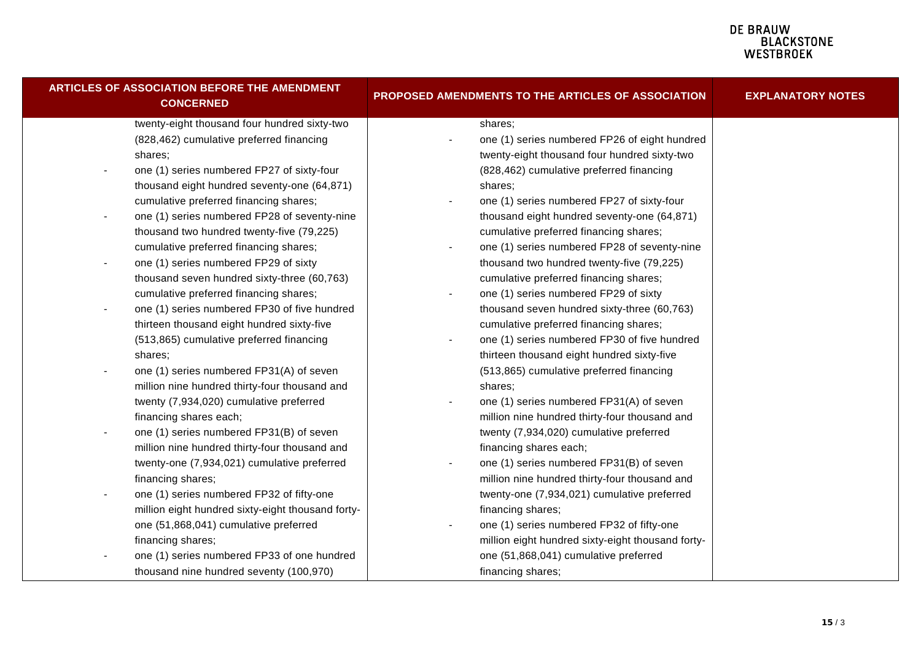| ARTICLES OF ASSOCIATION BEFORE THE AMENDMENT CONCERNED | PROPOSED AMENDMENTS TO THE ARTICLES OF ASSOCIATION | EXPLANATORY NOTES |
|---|---|---|
| twenty-eight thousand four hundred sixty-two (828,462) cumulative preferred financing shares;<br>- one (1) series numbered FP27 of sixty-four thousand eight hundred seventy-one (64,871) cumulative preferred financing shares;<br>- one (1) series numbered FP28 of seventy-nine thousand two hundred twenty-five (79,225) cumulative preferred financing shares;<br>- one (1) series numbered FP29 of sixty thousand seven hundred sixty-three (60,763) cumulative preferred financing shares;<br>- one (1) series numbered FP30 of five hundred thirteen thousand eight hundred sixty-five (513,865) cumulative preferred financing shares;<br>- one (1) series numbered FP31(A) of seven million nine hundred thirty-four thousand and twenty (7,934,020) cumulative preferred financing shares each;<br>- one (1) series numbered FP31(B) of seven million nine hundred thirty-four thousand and twenty-one (7,934,021) cumulative preferred financing shares;<br>- one (1) series numbered FP32 of fifty-one million eight hundred sixty-eight thousand forty-one (51,868,041) cumulative preferred financing shares;<br>- one (1) series numbered FP33 of one hundred thousand nine hundred seventy (100,970) | shares;<br>- one (1) series numbered FP26 of eight hundred twenty-eight thousand four hundred sixty-two (828,462) cumulative preferred financing shares;<br>- one (1) series numbered FP27 of sixty-four thousand eight hundred seventy-one (64,871) cumulative preferred financing shares;<br>- one (1) series numbered FP28 of seventy-nine thousand two hundred twenty-five (79,225) cumulative preferred financing shares;<br>- one (1) series numbered FP29 of sixty thousand seven hundred sixty-three (60,763) cumulative preferred financing shares;<br>- one (1) series numbered FP30 of five hundred thirteen thousand eight hundred sixty-five (513,865) cumulative preferred financing shares;<br>- one (1) series numbered FP31(A) of seven million nine hundred thirty-four thousand and twenty (7,934,020) cumulative preferred financing shares each;<br>- one (1) series numbered FP31(B) of seven million nine hundred thirty-four thousand and twenty-one (7,934,021) cumulative preferred financing shares;<br>- one (1) series numbered FP32 of fifty-one million eight hundred sixty-eight thousand forty-one (51,868,041) cumulative preferred financing shares; | |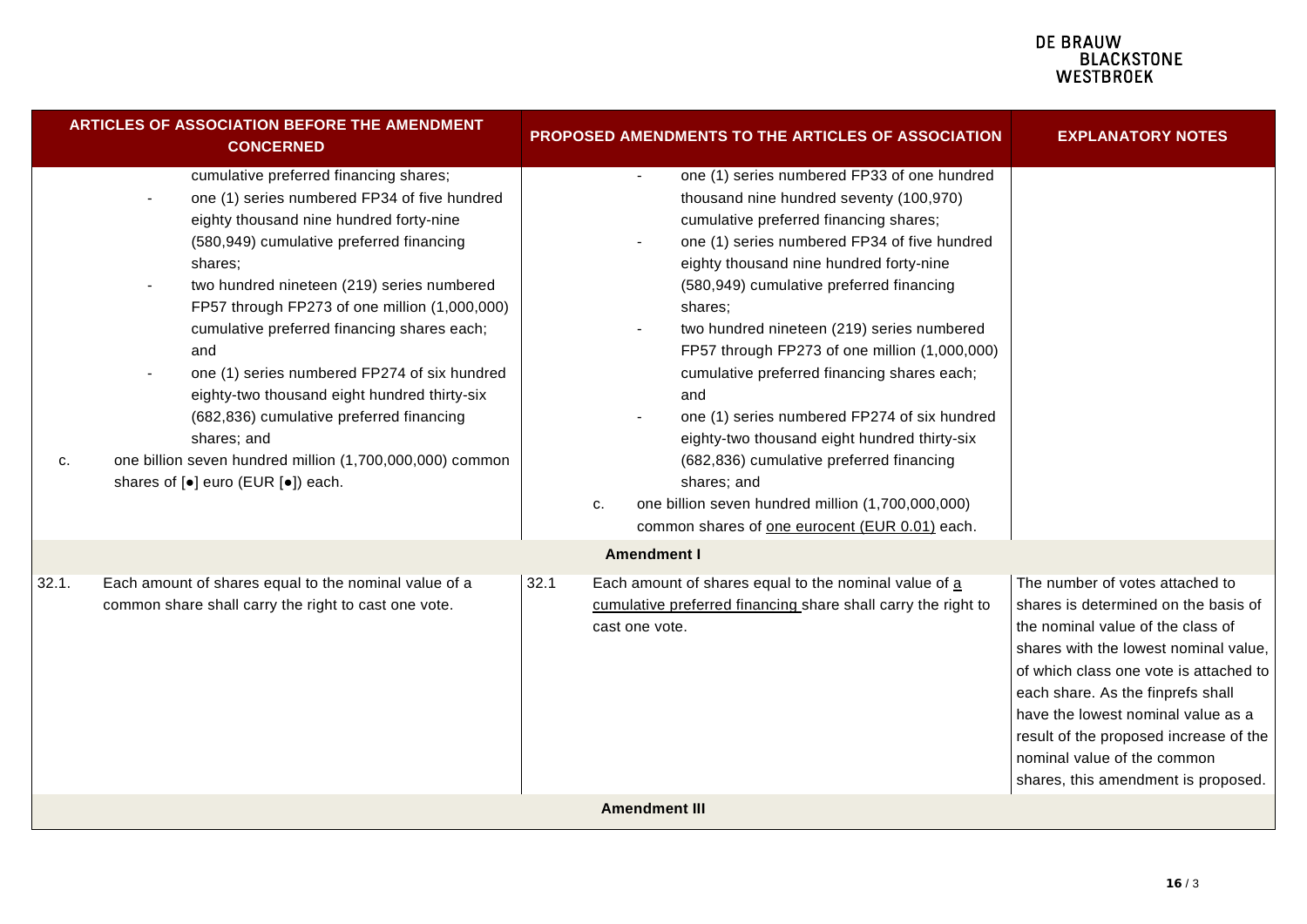| ARTICLES OF ASSOCIATION BEFORE THE AMENDMENT CONCERNED | PROPOSED AMENDMENTS TO THE ARTICLES OF ASSOCIATION | EXPLANATORY NOTES |
|---|---|---|
| cumulative preferred financing shares;<br>- one (1) series numbered FP34 of five hundred eighty thousand nine hundred forty-nine (580,949) cumulative preferred financing shares;<br>- two hundred nineteen (219) series numbered FP57 through FP273 of one million (1,000,000) cumulative preferred financing shares each; and<br>- one (1) series numbered FP274 of six hundred eighty-two thousand eight hundred thirty-six (682,836) cumulative preferred financing shares; and<br>c. one billion seven hundred million (1,700,000,000) common shares of [●] euro (EUR [●]) each. | - one (1) series numbered FP33 of one hundred thousand nine hundred seventy (100,970) cumulative preferred financing shares;<br>- one (1) series numbered FP34 of five hundred eighty thousand nine hundred forty-nine (580,949) cumulative preferred financing shares;<br>- two hundred nineteen (219) series numbered FP57 through FP273 of one million (1,000,000) cumulative preferred financing shares each; and<br>- one (1) series numbered FP274 of six hundred eighty-two thousand eight hundred thirty-six (682,836) cumulative preferred financing shares; and<br>c. one billion seven hundred million (1,700,000,000) common shares of one eurocent (EUR 0.01) each. | |
| | **Amendment I** | |
| 32.1. Each amount of shares equal to the nominal value of a common share shall carry the right to cast one vote. | 32.1 Each amount of shares equal to the nominal value of a cumulative preferred financing share shall carry the right to cast one vote. | The number of votes attached to shares is determined on the basis of the nominal value of the class of shares with the lowest nominal value, of which class one vote is attached to each share. As the finprefs shall have the lowest nominal value as a result of the proposed increase of the nominal value of the common shares, this amendment is proposed. |
| | **Amendment III** | |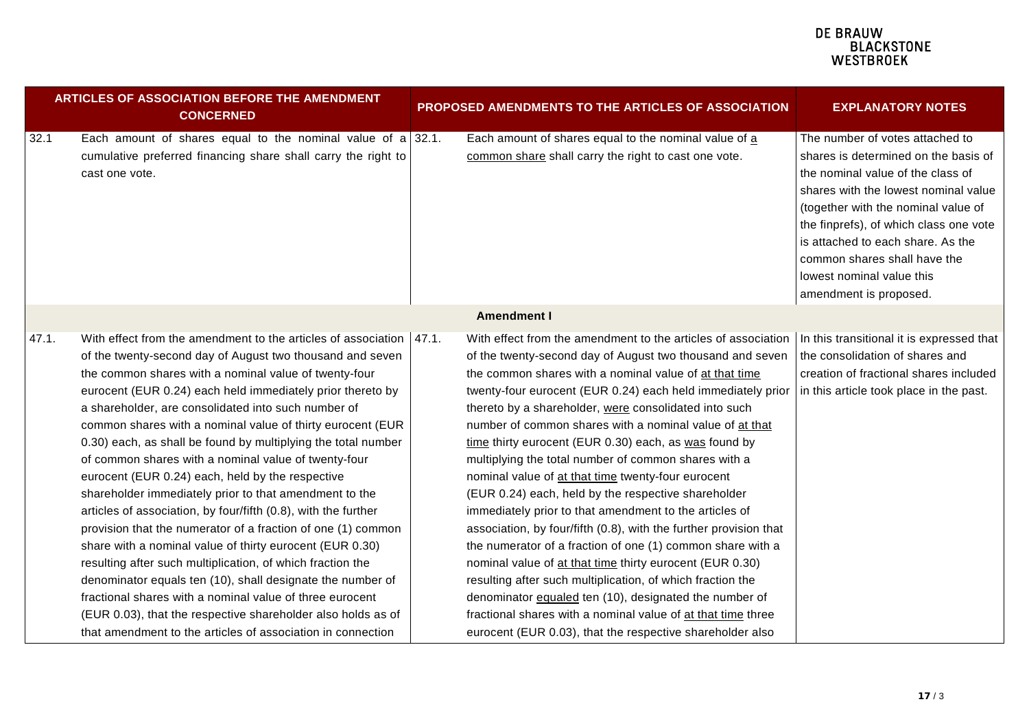| ARTICLES OF ASSOCIATION BEFORE THE AMENDMENT CONCERNED | | PROPOSED AMENDMENTS TO THE ARTICLES OF ASSOCIATION | | EXPLANATORY NOTES |
|---|---|---|---|---|
| 32.1 | Each amount of shares equal to the nominal value of a cumulative preferred financing share shall carry the right to cast one vote. | 32.1. | Each amount of shares equal to the nominal value of <u>a common share</u> shall carry the right to cast one vote. | The number of votes attached to shares is determined on the basis of the nominal value of the class of shares with the lowest nominal value (together with the nominal value of the finprefs), of which class one vote is attached to each share. As the common shares shall have the lowest nominal value this amendment is proposed. |
| | | **Amendment I** | | |
| 47.1. | With effect from the amendment to the articles of association of the twenty-second day of August two thousand and seven the common shares with a nominal value of twenty-four eurocent (EUR 0.24) each held immediately prior thereto by a shareholder, are consolidated into such number of common shares with a nominal value of thirty eurocent (EUR 0.30) each, as shall be found by multiplying the total number of common shares with a nominal value of twenty-four eurocent (EUR 0.24) each, held by the respective shareholder immediately prior to that amendment to the articles of association, by four/fifth (0.8), with the further provision that the numerator of a fraction of one (1) common share with a nominal value of thirty eurocent (EUR 0.30) resulting after such multiplication, of which fraction the denominator equals ten (10), shall designate the number of fractional shares with a nominal value of three eurocent (EUR 0.03), that the respective shareholder also holds as of that amendment to the articles of association in connection | 47.1. | With effect from the amendment to the articles of association of the twenty-second day of August two thousand and seven the common shares with a nominal value of <u>at that time</u> twenty-four eurocent (EUR 0.24) each held immediately prior thereto by a shareholder, <u>were</u> consolidated into such number of common shares with a nominal value of <u>at that time</u> thirty eurocent (EUR 0.30) each, as <u>was</u> found by multiplying the total number of common shares with a nominal value of <u>at that time</u> twenty-four eurocent (EUR 0.24) each, held by the respective shareholder immediately prior to that amendment to the articles of association, by four/fifth (0.8), with the further provision that the numerator of a fraction of one (1) common share with a nominal value of <u>at that time</u> thirty eurocent (EUR 0.30) resulting after such multiplication, of which fraction the denominator <u>equaled</u> ten (10), designated the number of fractional shares with a nominal value of <u>at that time</u> three eurocent (EUR 0.03), that the respective shareholder also | In this transitional it is expressed that the consolidation of shares and creation of fractional shares included in this article took place in the past. |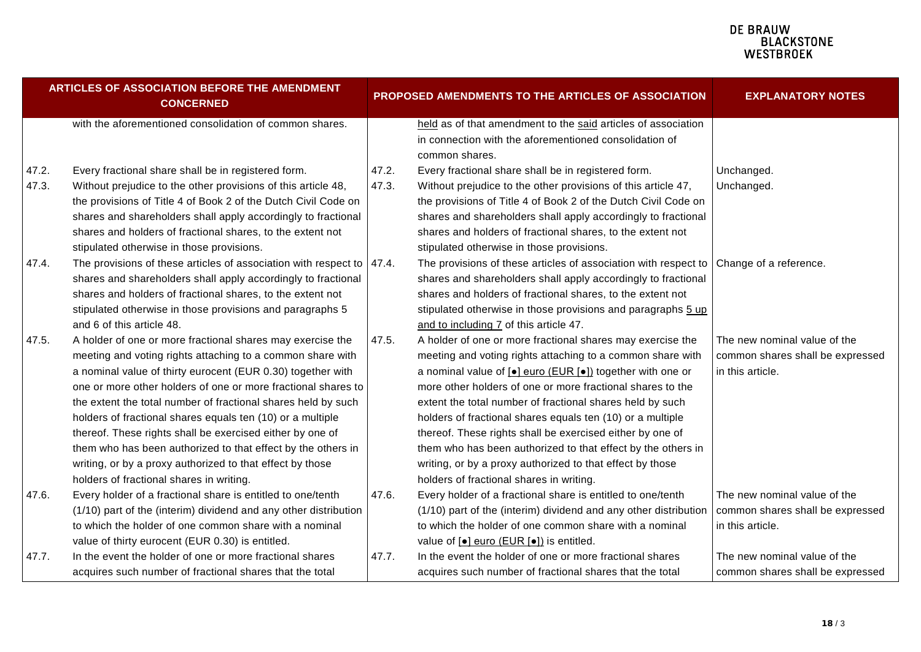| ARTICLES OF ASSOCIATION BEFORE THE AMENDMENT CONCERNED | | PROPOSED AMENDMENTS TO THE ARTICLES OF ASSOCIATION | | EXPLANATORY NOTES |
|---|---|---|---|---|
| | with the aforementioned consolidation of common shares. | | held as of that amendment to the said articles of association in connection with the aforementioned consolidation of common shares. | |
| 47.2. | Every fractional share shall be in registered form. | 47.2. | Every fractional share shall be in registered form. | Unchanged. |
| 47.3. | Without prejudice to the other provisions of this article 48, the provisions of Title 4 of Book 2 of the Dutch Civil Code on shares and shareholders shall apply accordingly to fractional shares and holders of fractional shares, to the extent not stipulated otherwise in those provisions. | 47.3. | Without prejudice to the other provisions of this article 47, the provisions of Title 4 of Book 2 of the Dutch Civil Code on shares and shareholders shall apply accordingly to fractional shares and holders of fractional shares, to the extent not stipulated otherwise in those provisions. | Unchanged. |
| 47.4. | The provisions of these articles of association with respect to shares and shareholders shall apply accordingly to fractional shares and holders of fractional shares, to the extent not stipulated otherwise in those provisions and paragraphs 5 and 6 of this article 48. | 47.4. | The provisions of these articles of association with respect to shares and shareholders shall apply accordingly to fractional shares and holders of fractional shares, to the extent not stipulated otherwise in those provisions and paragraphs 5 up and to including 7 of this article 47. | Change of a reference. |
| 47.5. | A holder of one or more fractional shares may exercise the meeting and voting rights attaching to a common share with a nominal value of thirty eurocent (EUR 0.30) together with one or more other holders of one or more fractional shares to the extent the total number of fractional shares held by such holders of fractional shares equals ten (10) or a multiple thereof. These rights shall be exercised either by one of them who has been authorized to that effect by the others in writing, or by a proxy authorized to that effect by those holders of fractional shares in writing. | 47.5. | A holder of one or more fractional shares may exercise the meeting and voting rights attaching to a common share with a nominal value of [•] euro (EUR [•]) together with one or more other holders of one or more fractional shares to the extent the total number of fractional shares held by such holders of fractional shares equals ten (10) or a multiple thereof. These rights shall be exercised either by one of them who has been authorized to that effect by the others in writing, or by a proxy authorized to that effect by those holders of fractional shares in writing. | The new nominal value of the common shares shall be expressed in this article. |
| 47.6. | Every holder of a fractional share is entitled to one/tenth (1/10) part of the (interim) dividend and any other distribution to which the holder of one common share with a nominal value of thirty eurocent (EUR 0.30) is entitled. | 47.6. | Every holder of a fractional share is entitled to one/tenth (1/10) part of the (interim) dividend and any other distribution to which the holder of one common share with a nominal value of [•] euro (EUR [•]) is entitled. | The new nominal value of the common shares shall be expressed in this article. |
| 47.7. | In the event the holder of one or more fractional shares acquires such number of fractional shares that the total | 47.7. | In the event the holder of one or more fractional shares acquires such number of fractional shares that the total | The new nominal value of the common shares shall be expressed |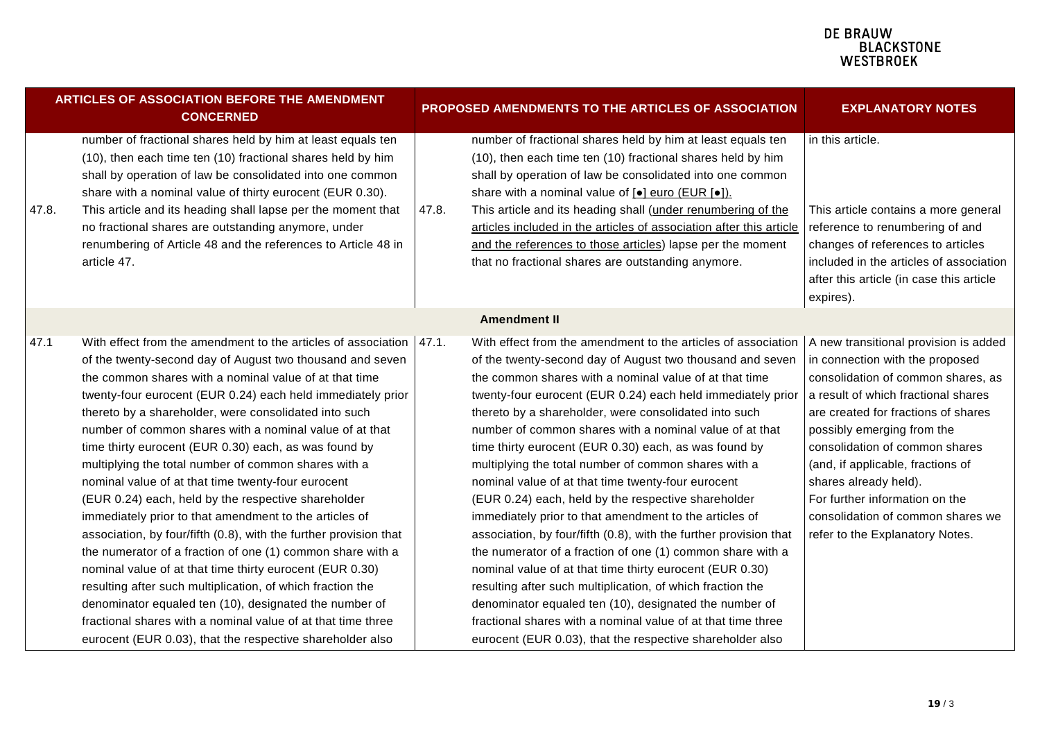| ARTICLES OF ASSOCIATION BEFORE THE AMENDMENT CONCERNED | | PROPOSED AMENDMENTS TO THE ARTICLES OF ASSOCIATION | | EXPLANATORY NOTES |
|---|---|---|---|---|
| | number of fractional shares held by him at least equals ten (10), then each time ten (10) fractional shares held by him shall by operation of law be consolidated into one common share with a nominal value of thirty eurocent (EUR 0.30). | | number of fractional shares held by him at least equals ten (10), then each time ten (10) fractional shares held by him shall by operation of law be consolidated into one common share with a nominal value of <u>of [●] euro (EUR [●]).</u> | in this article. |
| 47.8. | This article and its heading shall lapse per the moment that no fractional shares are outstanding anymore, under renumbering of Article 48 and the references to Article 48 in article 47. | 47.8. | This article and its heading shall <u>(under renumbering of the articles included in the articles of association after this article and the references to those articles)</u> lapse per the moment that no fractional shares are outstanding anymore. | This article contains a more general reference to renumbering of and changes of references to articles included in the articles of association after this article (in case this article expires). |
| | | **Amendment II** | | |
| 47.1 | With effect from the amendment to the articles of association of the twenty-second day of August two thousand and seven the common shares with a nominal value of at that time twenty-four eurocent (EUR 0.24) each held immediately prior thereto by a shareholder, were consolidated into such number of common shares with a nominal value of at that time thirty eurocent (EUR 0.30) each, as was found by multiplying the total number of common shares with a nominal value of at that time twenty-four eurocent (EUR 0.24) each, held by the respective shareholder immediately prior to that amendment to the articles of association, by four/fifth (0.8), with the further provision that the numerator of a fraction of one (1) common share with a nominal value of at that time thirty eurocent (EUR 0.30) resulting after such multiplication, of which fraction the denominator equaled ten (10), designated the number of fractional shares with a nominal value of at that time three eurocent (EUR 0.03), that the respective shareholder also | 47.1. | With effect from the amendment to the articles of association of the twenty-second day of August two thousand and seven the common shares with a nominal value of at that time twenty-four eurocent (EUR 0.24) each held immediately prior thereto by a shareholder, were consolidated into such number of common shares with a nominal value of at that time thirty eurocent (EUR 0.30) each, as was found by multiplying the total number of common shares with a nominal value of at that time twenty-four eurocent (EUR 0.24) each, held by the respective shareholder immediately prior to that amendment to the articles of association, by four/fifth (0.8), with the further provision that the numerator of a fraction of one (1) common share with a nominal value of at that time thirty eurocent (EUR 0.30) resulting after such multiplication, of which fraction the denominator equaled ten (10), designated the number of fractional shares with a nominal value of at that time three eurocent (EUR 0.03), that the respective shareholder also | A new transitional provision is added in connection with the proposed consolidation of common shares, as a result of which fractional shares are created for fractions of shares possibly emerging from the consolidation of common shares (and, if applicable, fractions of shares already held).<br>For further information on the consolidation of common shares we refer to the Explanatory Notes. |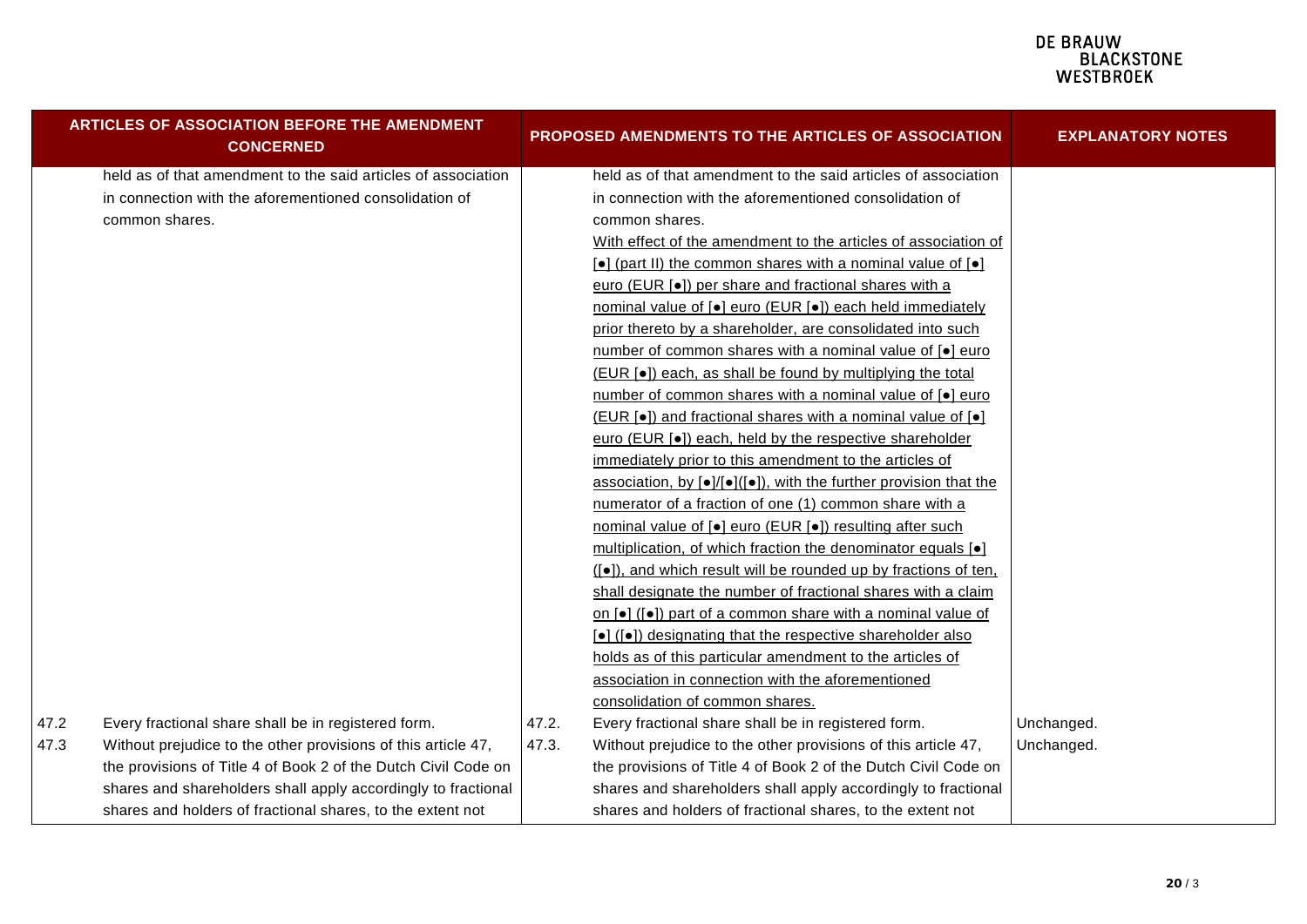| ARTICLES OF ASSOCIATION BEFORE THE AMENDMENT CONCERNED | PROPOSED AMENDMENTS TO THE ARTICLES OF ASSOCIATION | EXPLANATORY NOTES |
|---|---|---|
| held as of that amendment to the said articles of association in connection with the aforementioned consolidation of common shares. | held as of that amendment to the said articles of association in connection with the aforementioned consolidation of common shares.<br>With effect of the amendment to the articles of association of [●] (part II) the common shares with a nominal value of [●] euro (EUR [●]) per share and fractional shares with a nominal value of [●] euro (EUR [●]) each held immediately prior thereto by a shareholder, are consolidated into such number of common shares with a nominal value of [●] euro (EUR [●]) each, as shall be found by multiplying the total number of common shares with a nominal value of [●] euro (EUR [●]) and fractional shares with a nominal value of [●] euro (EUR [●]) each, held by the respective shareholder immediately prior to this amendment to the articles of association, by [●]/[●]([●]), with the further provision that the numerator of a fraction of one (1) common share with a nominal value of [●] euro (EUR [●]) resulting after such multiplication, of which fraction the denominator equals [●] ([●]), and which result will be rounded up by fractions of ten, shall designate the number of fractional shares with a claim on [●] ([●]) part of a common share with a nominal value of [●] ([●]) designating that the respective shareholder also holds as of this particular amendment to the articles of association in connection with the aforementioned consolidation of common shares. | |
| 47.2 Every fractional share shall be in registered form. | 47.2. Every fractional share shall be in registered form. | Unchanged. |
| 47.3 Without prejudice to the other provisions of this article 47, the provisions of Title 4 of Book 2 of the Dutch Civil Code on shares and shareholders shall apply accordingly to fractional shares and holders of fractional shares, to the extent not | 47.3. Without prejudice to the other provisions of this article 47, the provisions of Title 4 of Book 2 of the Dutch Civil Code on shares and shareholders shall apply accordingly to fractional shares and holders of fractional shares, to the extent not | Unchanged. |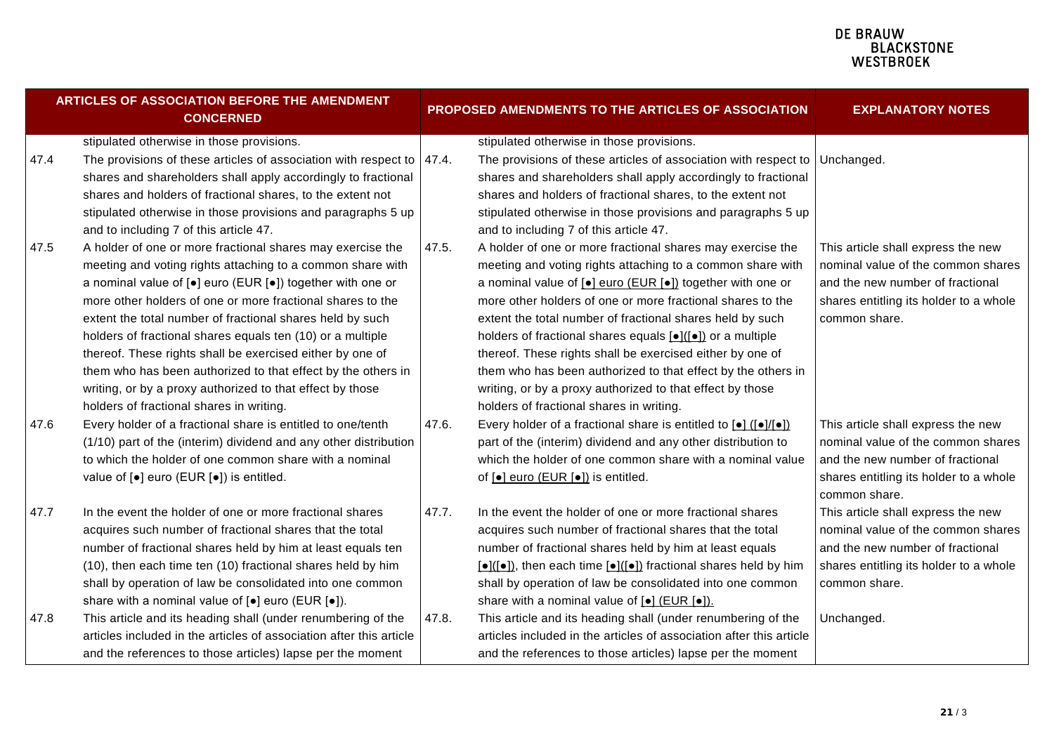| ARTICLES OF ASSOCIATION BEFORE THE AMENDMENT CONCERNED | | PROPOSED AMENDMENTS TO THE ARTICLES OF ASSOCIATION | | EXPLANATORY NOTES |
|---|---|---|---|---|
| | stipulated otherwise in those provisions. | | stipulated otherwise in those provisions. | |
| 47.4 | The provisions of these articles of association with respect to shares and shareholders shall apply accordingly to fractional shares and holders of fractional shares, to the extent not stipulated otherwise in those provisions and paragraphs 5 up and to including 7 of this article 47. | 47.4. | The provisions of these articles of association with respect to shares and shareholders shall apply accordingly to fractional shares and holders of fractional shares, to the extent not stipulated otherwise in those provisions and paragraphs 5 up and to including 7 of this article 47. | Unchanged. |
| 47.5 | A holder of one or more fractional shares may exercise the meeting and voting rights attaching to a common share with a nominal value of [●] euro (EUR [●]) together with one or more other holders of one or more fractional shares to the extent the total number of fractional shares held by such holders of fractional shares equals ten (10) or a multiple thereof. These rights shall be exercised either by one of them who has been authorized to that effect by the others in writing, or by a proxy authorized to that effect by those holders of fractional shares in writing. | 47.5. | A holder of one or more fractional shares may exercise the meeting and voting rights attaching to a common share with a nominal value of [●] euro (EUR [●]) together with one or more other holders of one or more fractional shares to the extent the total number of fractional shares held by such holders of fractional shares equals [●]([●]) or a multiple thereof. These rights shall be exercised either by one of them who has been authorized to that effect by the others in writing, or by a proxy authorized to that effect by those holders of fractional shares in writing. | This article shall express the new nominal value of the common shares and the new number of fractional shares entitling its holder to a whole common share. |
| 47.6 | Every holder of a fractional share is entitled to one/tenth (1/10) part of the (interim) dividend and any other distribution to which the holder of one common share with a nominal value of [●] euro (EUR [●]) is entitled. | 47.6. | Every holder of a fractional share is entitled to [●] ([●]/[●]) part of the (interim) dividend and any other distribution to which the holder of one common share with a nominal value of [●] euro (EUR [●]) is entitled. | This article shall express the new nominal value of the common shares and the new number of fractional shares entitling its holder to a whole common share. |
| 47.7 | In the event the holder of one or more fractional shares acquires such number of fractional shares that the total number of fractional shares held by him at least equals ten (10), then each time ten (10) fractional shares held by him shall by operation of law be consolidated into one common share with a nominal value of [●] euro (EUR [●]). | 47.7. | In the event the holder of one or more fractional shares acquires such number of fractional shares that the total number of fractional shares held by him at least equals [●]([●]), then each time [●]([●]) fractional shares held by him shall by operation of law be consolidated into one common share with a nominal value of [●] (EUR [●]). | This article shall express the new nominal value of the common shares and the new number of fractional shares entitling its holder to a whole common share. |
| 47.8 | This article and its heading shall (under renumbering of the articles included in the articles of association after this article and the references to those articles) lapse per the moment | 47.8. | This article and its heading shall (under renumbering of the articles included in the articles of association after this article and the references to those articles) lapse per the moment | Unchanged. |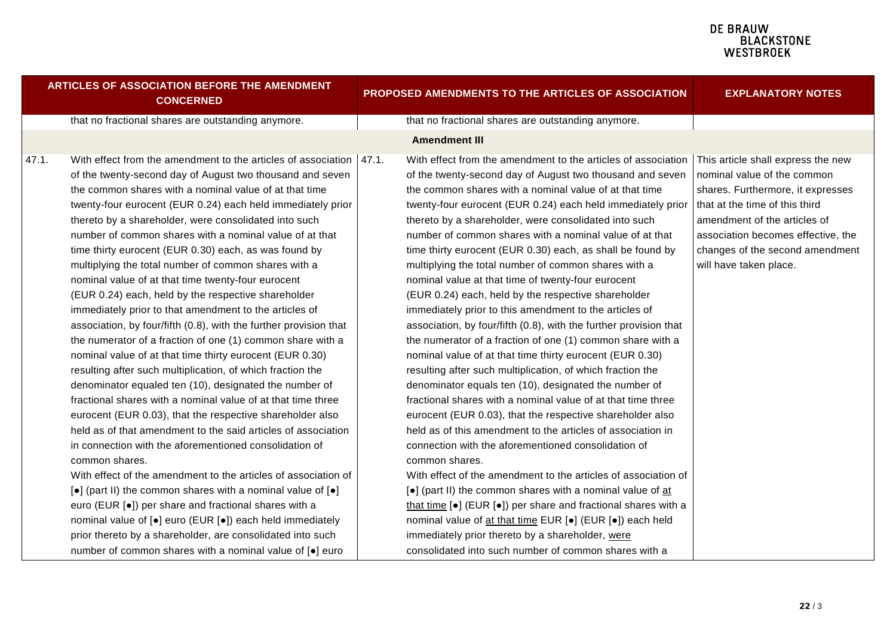| ARTICLES OF ASSOCIATION BEFORE THE AMENDMENT CONCERNED | PROPOSED AMENDMENTS TO THE ARTICLES OF ASSOCIATION | EXPLANATORY NOTES |
|---|---|---|
| that no fractional shares are outstanding anymore. | that no fractional shares are outstanding anymore. | |
| | **Amendment III** | |
| 47.1. With effect from the amendment to the articles of association of the twenty-second day of August two thousand and seven the common shares with a nominal value of at that time twenty-four eurocent (EUR 0.24) each held immediately prior thereto by a shareholder, were consolidated into such number of common shares with a nominal value of at that time thirty eurocent (EUR 0.30) each, as was found by multiplying the total number of common shares with a nominal value of at that time twenty-four eurocent (EUR 0.24) each, held by the respective shareholder immediately prior to that amendment to the articles of association, by four/fifth (0.8), with the further provision that the numerator of a fraction of one (1) common share with a nominal value of at that time thirty eurocent (EUR 0.30) resulting after such multiplication, of which fraction the denominator equaled ten (10), designated the number of fractional shares with a nominal value of at that time three eurocent (EUR 0.03), that the respective shareholder also held as of that amendment to the said articles of association in connection with the aforementioned consolidation of common shares.<br>With effect of the amendment to the articles of association of [•] (part II) the common shares with a nominal value of [•] euro (EUR [•]) per share and fractional shares with a nominal value of [•] euro (EUR [•]) each held immediately prior thereto by a shareholder, are consolidated into such number of common shares with a nominal value of [•] euro | 47.1. With effect from the amendment to the articles of association of the twenty-second day of August two thousand and seven the common shares with a nominal value of at that time twenty-four eurocent (EUR 0.24) each held immediately prior thereto by a shareholder, were consolidated into such number of common shares with a nominal value of at that time thirty eurocent (EUR 0.30) each, as shall be found by multiplying the total number of common shares with a nominal value at that time of twenty-four eurocent (EUR 0.24) each, held by the respective shareholder immediately prior to this amendment to the articles of association, by four/fifth (0.8), with the further provision that the numerator of a fraction of one (1) common share with a nominal value of at that time thirty eurocent (EUR 0.30) resulting after such multiplication, of which fraction the denominator equals ten (10), designated the number of fractional shares with a nominal value of at that time three eurocent (EUR 0.03), that the respective shareholder also held as of this amendment to the articles of association in connection with the aforementioned consolidation of common shares.<br>With effect of the amendment to the articles of association of [•] (part II) the common shares with a nominal value of <u>at that time</u> [•] (EUR [•]) per share and fractional shares with a nominal value of <u>at that time</u> EUR [•] (EUR [•]) each held immediately prior thereto by a shareholder, <u>were</u> consolidated into such number of common shares with a | This article shall express the new nominal value of the common shares. Furthermore, it expresses that at the time of this third amendment of the articles of association becomes effective, the changes of the second amendment will have taken place. |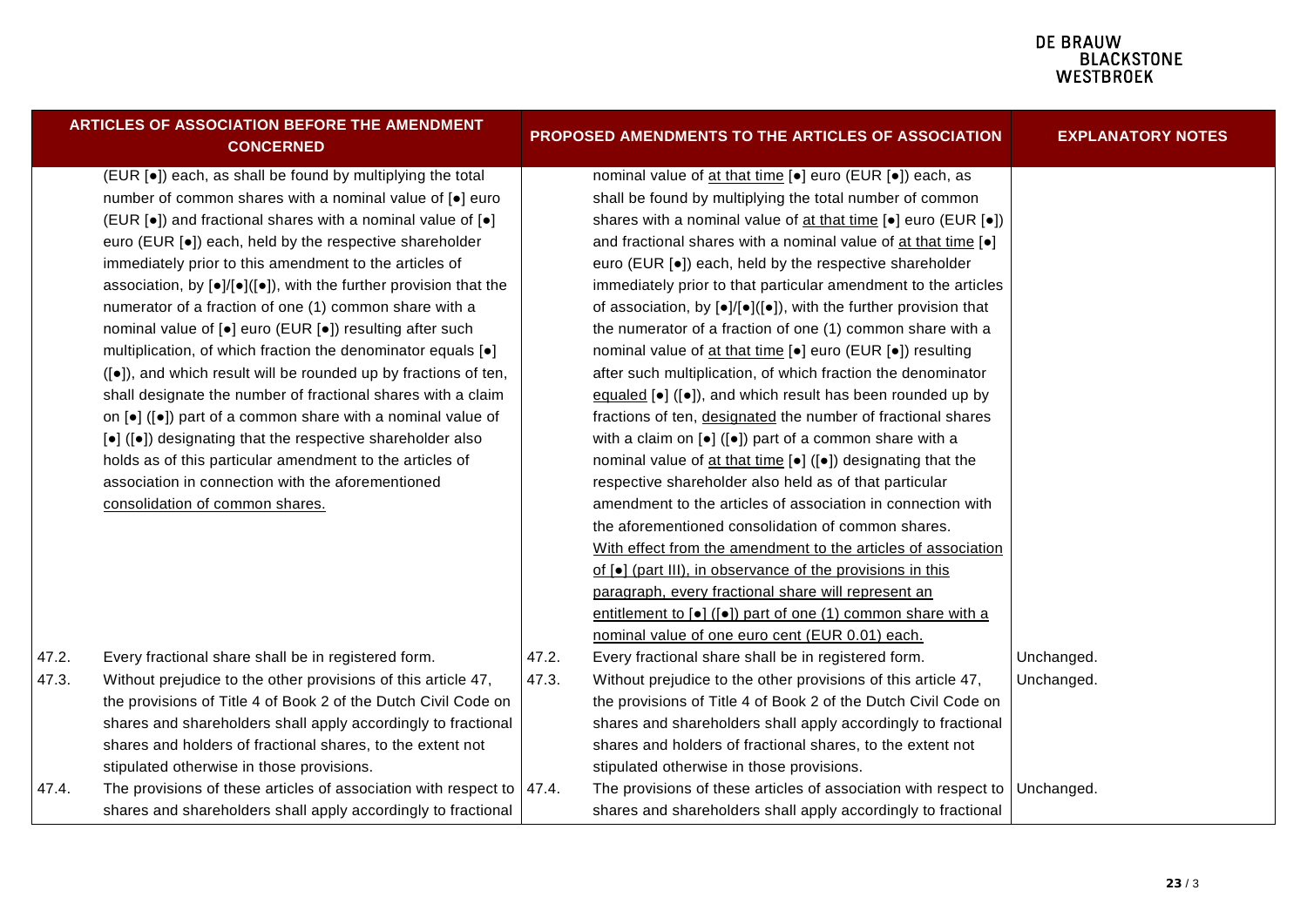| ARTICLES OF ASSOCIATION BEFORE THE AMENDMENT CONCERNED | | PROPOSED AMENDMENTS TO THE ARTICLES OF ASSOCIATION | | EXPLANATORY NOTES |
|---|---|---|---|---|
| | (EUR [●]) each, as shall be found by multiplying the total number of common shares with a nominal value of [●] euro (EUR [●]) and fractional shares with a nominal value of [●] euro (EUR [●]) each, held by the respective shareholder immediately prior to this amendment to the articles of association, by [●]/[●]([●]), with the further provision that the numerator of a fraction of one (1) common share with a nominal value of [●] euro (EUR [●]) resulting after such multiplication, of which fraction the denominator equals [●] ([●]), and which result will be rounded up by fractions of ten, shall designate the number of fractional shares with a claim on [●] ([●]) part of a common share with a nominal value of [●] ([●]) designating that the respective shareholder also holds as of this particular amendment to the articles of association in connection with the aforementioned consolidation of common shares. | | nominal value of at that time [●] euro (EUR [●]) each, as shall be found by multiplying the total number of common shares with a nominal value of at that time [●] euro (EUR [●]) and fractional shares with a nominal value of at that time [●] euro (EUR [●]) each, held by the respective shareholder immediately prior to that particular amendment to the articles of association, by [●]/[●]([●]), with the further provision that the numerator of a fraction of one (1) common share with a nominal value of at that time [●] euro (EUR [●]) resulting after such multiplication, of which fraction the denominator equaled [●] ([●]), and which result has been rounded up by fractions of ten, designated the number of fractional shares with a claim on [●] ([●]) part of a common share with a nominal value of at that time [●] ([●]) designating that the respective shareholder also held as of that particular amendment to the articles of association in connection with the aforementioned consolidation of common shares. With effect from the amendment to the articles of association of [●] (part III), in observance of the provisions in this paragraph, every fractional share will represent an entitlement to [●] ([●]) part of one (1) common share with a nominal value of one euro cent (EUR 0.01) each. | |
| 47.2. | Every fractional share shall be in registered form. | 47.2. | Every fractional share shall be in registered form. | Unchanged. |
| 47.3. | Without prejudice to the other provisions of this article 47, the provisions of Title 4 of Book 2 of the Dutch Civil Code on shares and shareholders shall apply accordingly to fractional shares and holders of fractional shares, to the extent not stipulated otherwise in those provisions. | 47.3. | Without prejudice to the other provisions of this article 47, the provisions of Title 4 of Book 2 of the Dutch Civil Code on shares and shareholders shall apply accordingly to fractional shares and holders of fractional shares, to the extent not stipulated otherwise in those provisions. | Unchanged. |
| 47.4. | The provisions of these articles of association with respect to shares and shareholders shall apply accordingly to fractional | 47.4. | The provisions of these articles of association with respect to shares and shareholders shall apply accordingly to fractional | Unchanged. |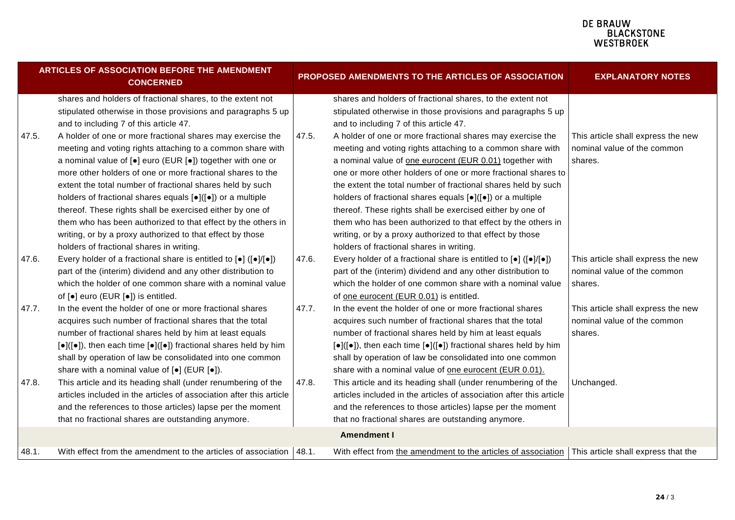| ARTICLES OF ASSOCIATION BEFORE THE AMENDMENT CONCERNED | | PROPOSED AMENDMENTS TO THE ARTICLES OF ASSOCIATION | | EXPLANATORY NOTES |
|---|---|---|---|---|
| | shares and holders of fractional shares, to the extent not stipulated otherwise in those provisions and paragraphs 5 up and to including 7 of this article 47. | | shares and holders of fractional shares, to the extent not stipulated otherwise in those provisions and paragraphs 5 up and to including 7 of this article 47. | |
| 47.5. | A holder of one or more fractional shares may exercise the meeting and voting rights attaching to a common share with a nominal value of [●] euro (EUR [●]) together with one or more other holders of one or more fractional shares to the extent the total number of fractional shares held by such holders of fractional shares equals [●]([●]) or a multiple thereof. These rights shall be exercised either by one of them who has been authorized to that effect by the others in writing, or by a proxy authorized to that effect by those holders of fractional shares in writing. | 47.5. | A holder of one or more fractional shares may exercise the meeting and voting rights attaching to a common share with a nominal value of <u>one eurocent (EUR 0.01)</u> together with one or more other holders of one or more fractional shares to the extent the total number of fractional shares held by such holders of fractional shares equals [●]([●]) or a multiple thereof. These rights shall be exercised either by one of them who has been authorized to that effect by the others in writing, or by a proxy authorized to that effect by those holders of fractional shares in writing. | This article shall express the new nominal value of the common shares. |
| 47.6. | Every holder of a fractional share is entitled to [●] ([●]/[●]) part of the (interim) dividend and any other distribution to which the holder of one common share with a nominal value of [●] euro (EUR [●]) is entitled. | 47.6. | Every holder of a fractional share is entitled to [●] ([●]/[●]) part of the (interim) dividend and any other distribution to which the holder of one common share with a nominal value of <u>one eurocent (EUR 0.01)</u> is entitled. | This article shall express the new nominal value of the common shares. |
| 47.7. | In the event the holder of one or more fractional shares acquires such number of fractional shares that the total number of fractional shares held by him at least equals [●]([●]), then each time [●]([●]) fractional shares held by him shall by operation of law be consolidated into one common share with a nominal value of [●] (EUR [●]). | 47.7. | In the event the holder of one or more fractional shares acquires such number of fractional shares that the total number of fractional shares held by him at least equals [●]([●]), then each time [●]([●]) fractional shares held by him shall by operation of law be consolidated into one common share with a nominal value of <u>one eurocent (EUR 0.01).</u> | This article shall express the new nominal value of the common shares. |
| 47.8. | This article and its heading shall (under renumbering of the articles included in the articles of association after this article and the references to those articles) lapse per the moment that no fractional shares are outstanding anymore. | 47.8. | This article and its heading shall (under renumbering of the articles included in the articles of association after this article and the references to those articles) lapse per the moment that no fractional shares are outstanding anymore. | Unchanged. |
| | | **Amendment I** | | |
| 48.1. | With effect from the amendment to the articles of association | 48.1. | With effect from <u>the amendment to the articles of association</u> | This article shall express that the |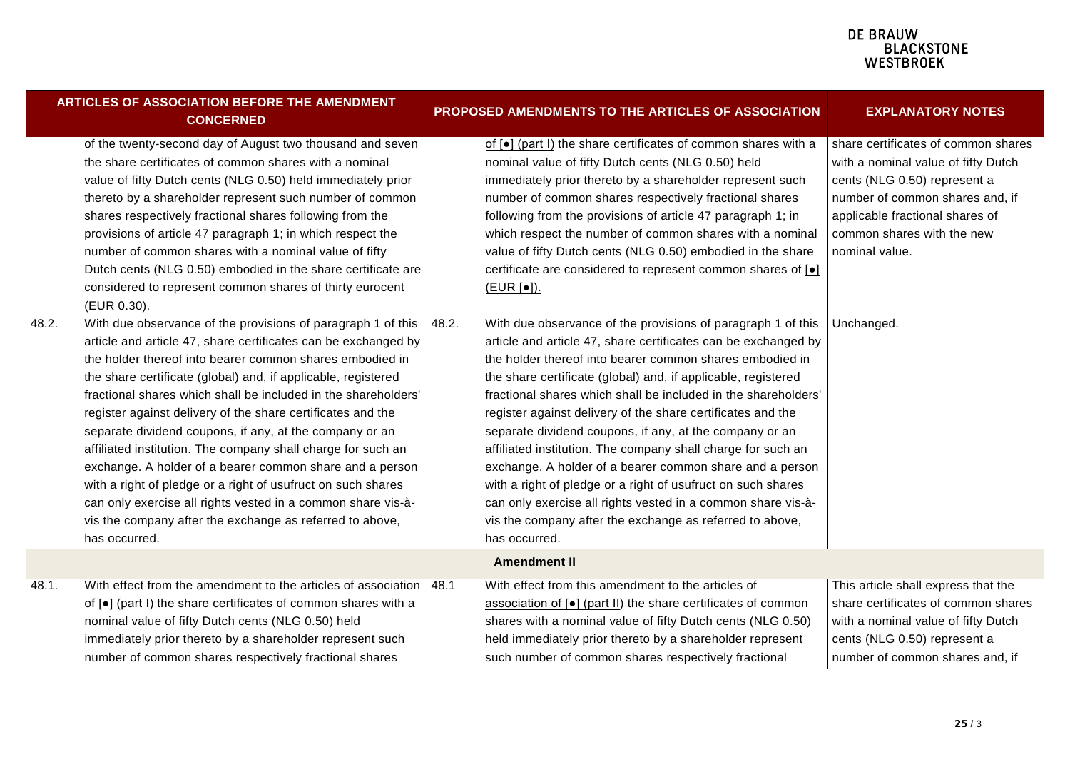| ARTICLES OF ASSOCIATION BEFORE THE AMENDMENT CONCERNED | | PROPOSED AMENDMENTS TO THE ARTICLES OF ASSOCIATION | | EXPLANATORY NOTES |
|---|---|---|---|---|
| | of the twenty-second day of August two thousand and seven the share certificates of common shares with a nominal value of fifty Dutch cents (NLG 0.50) held immediately prior thereto by a shareholder represent such number of common shares respectively fractional shares following from the provisions of article 47 paragraph 1; in which respect the number of common shares with a nominal value of fifty Dutch cents (NLG 0.50) embodied in the share certificate are considered to represent common shares of thirty eurocent (EUR 0.30). | | of [●] (part I) the share certificates of common shares with a nominal value of fifty Dutch cents (NLG 0.50) held immediately prior thereto by a shareholder represent such number of common shares respectively fractional shares following from the provisions of article 47 paragraph 1; in which respect the number of common shares with a nominal value of fifty Dutch cents (NLG 0.50) embodied in the share certificate are considered to represent common shares of [●] (EUR [●]). | share certificates of common shares with a nominal value of fifty Dutch cents (NLG 0.50) represent a number of common shares and, if applicable fractional shares of common shares with the new nominal value. |
| 48.2. | With due observance of the provisions of paragraph 1 of this article and article 47, share certificates can be exchanged by the holder thereof into bearer common shares embodied in the share certificate (global) and, if applicable, registered fractional shares which shall be included in the shareholders' register against delivery of the share certificates and the separate dividend coupons, if any, at the company or an affiliated institution. The company shall charge for such an exchange. A holder of a bearer common share and a person with a right of pledge or a right of usufruct on such shares can only exercise all rights vested in a common share vis-à-vis the company after the exchange as referred to above, has occurred. | 48.2. | With due observance of the provisions of paragraph 1 of this article and article 47, share certificates can be exchanged by the holder thereof into bearer common shares embodied in the share certificate (global) and, if applicable, registered fractional shares which shall be included in the shareholders' register against delivery of the share certificates and the separate dividend coupons, if any, at the company or an affiliated institution. The company shall charge for such an exchange. A holder of a bearer common share and a person with a right of pledge or a right of usufruct on such shares can only exercise all rights vested in a common share vis-à-vis the company after the exchange as referred to above, has occurred. | Unchanged. |
| | | | **Amendment II** | |
| 48.1. | With effect from the amendment to the articles of association of [●] (part I) the share certificates of common shares with a nominal value of fifty Dutch cents (NLG 0.50) held immediately prior thereto by a shareholder represent such number of common shares respectively fractional shares | 48.1 | With effect from this amendment to the articles of association of [●] (part II) the share certificates of common shares with a nominal value of fifty Dutch cents (NLG 0.50) held immediately prior thereto by a shareholder represent such number of common shares respectively fractional | This article shall express that the share certificates of common shares with a nominal value of fifty Dutch cents (NLG 0.50) represent a number of common shares and, if |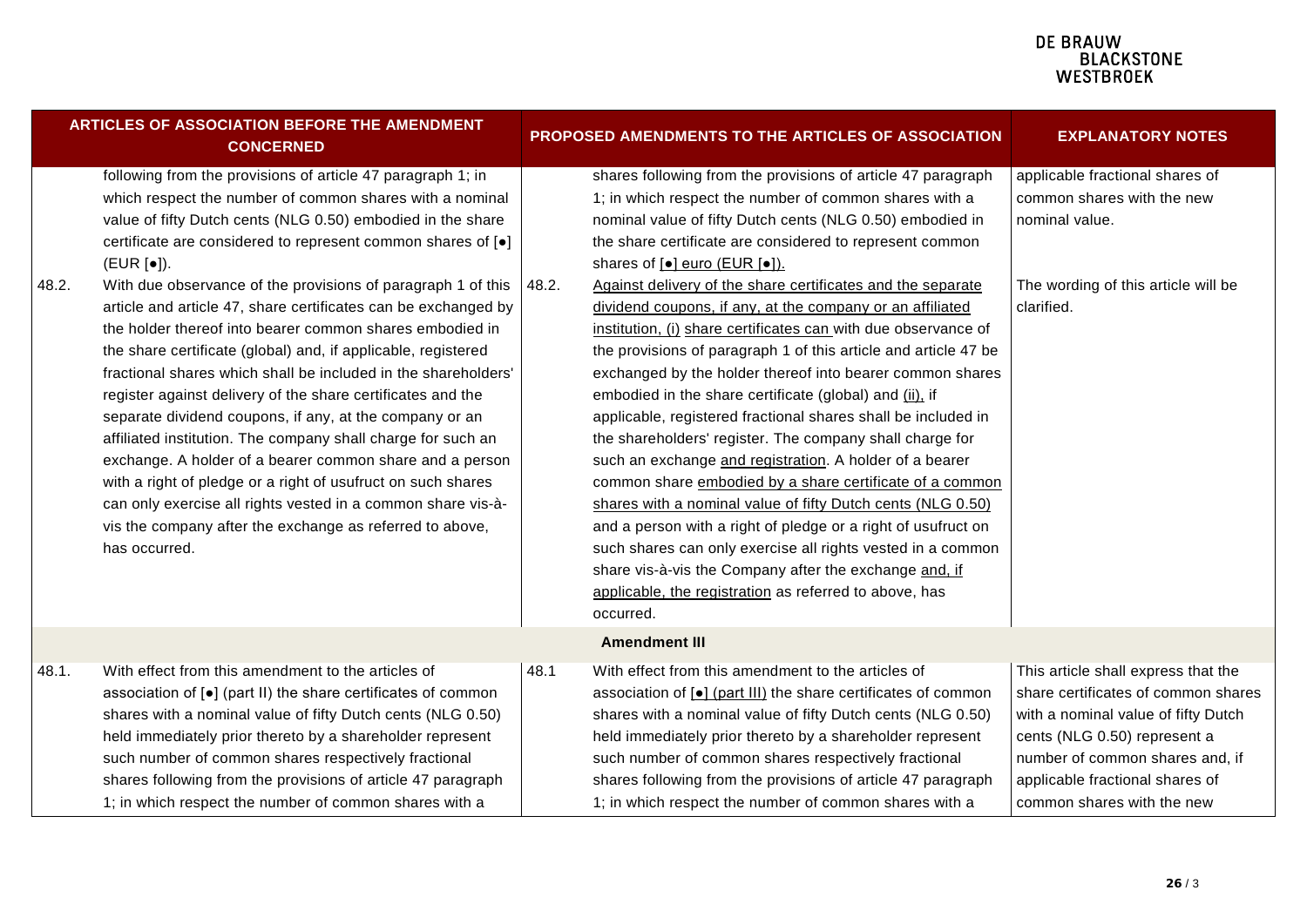| ARTICLES OF ASSOCIATION BEFORE THE AMENDMENT CONCERNED | PROPOSED AMENDMENTS TO THE ARTICLES OF ASSOCIATION | EXPLANATORY NOTES |
|---|---|---|
| following from the provisions of article 47 paragraph 1; in which respect the number of common shares with a nominal value of fifty Dutch cents (NLG 0.50) embodied in the share certificate are considered to represent common shares of [●] (EUR [●]). | shares following from the provisions of article 47 paragraph 1; in which respect the number of common shares with a nominal value of fifty Dutch cents (NLG 0.50) embodied in the share certificate are considered to represent common shares of [●] euro (EUR [●]). | applicable fractional shares of common shares with the new nominal value. |
| 48.2. With due observance of the provisions of paragraph 1 of this article and article 47, share certificates can be exchanged by the holder thereof into bearer common shares embodied in the share certificate (global) and, if applicable, registered fractional shares which shall be included in the shareholders' register against delivery of the share certificates and the separate dividend coupons, if any, at the company or an affiliated institution. The company shall charge for such an exchange. A holder of a bearer common share and a person with a right of pledge or a right of usufruct on such shares can only exercise all rights vested in a common share vis-à-vis the company after the exchange as referred to above, has occurred. | 48.2. Against delivery of the share certificates and the separate dividend coupons, if any, at the company or an affiliated institution, (i) share certificates can with due observance of the provisions of paragraph 1 of this article and article 47 be exchanged by the holder thereof into bearer common shares embodied in the share certificate (global) and (ii), if applicable, registered fractional shares shall be included in the shareholders' register. The company shall charge for such an exchange and registration. A holder of a bearer common share embodied by a share certificate of a common shares with a nominal value of fifty Dutch cents (NLG 0.50) and a person with a right of pledge or a right of usufruct on such shares can only exercise all rights vested in a common share vis-à-vis the Company after the exchange and, if applicable, the registration as referred to above, has occurred. | The wording of this article will be clarified. |
| **Amendment III** | | |
| 48.1. With effect from this amendment to the articles of association of [●] (part II) the share certificates of common shares with a nominal value of fifty Dutch cents (NLG 0.50) held immediately prior thereto by a shareholder represent such number of common shares respectively fractional shares following from the provisions of article 47 paragraph 1; in which respect the number of common shares with a | 48.1 With effect from this amendment to the articles of association of [●] (part III) the share certificates of common shares with a nominal value of fifty Dutch cents (NLG 0.50) held immediately prior thereto by a shareholder represent such number of common shares respectively fractional shares following from the provisions of article 47 paragraph 1; in which respect the number of common shares with a | This article shall express that the share certificates of common shares with a nominal value of fifty Dutch cents (NLG 0.50) represent a number of common shares and, if applicable fractional shares of common shares with the new |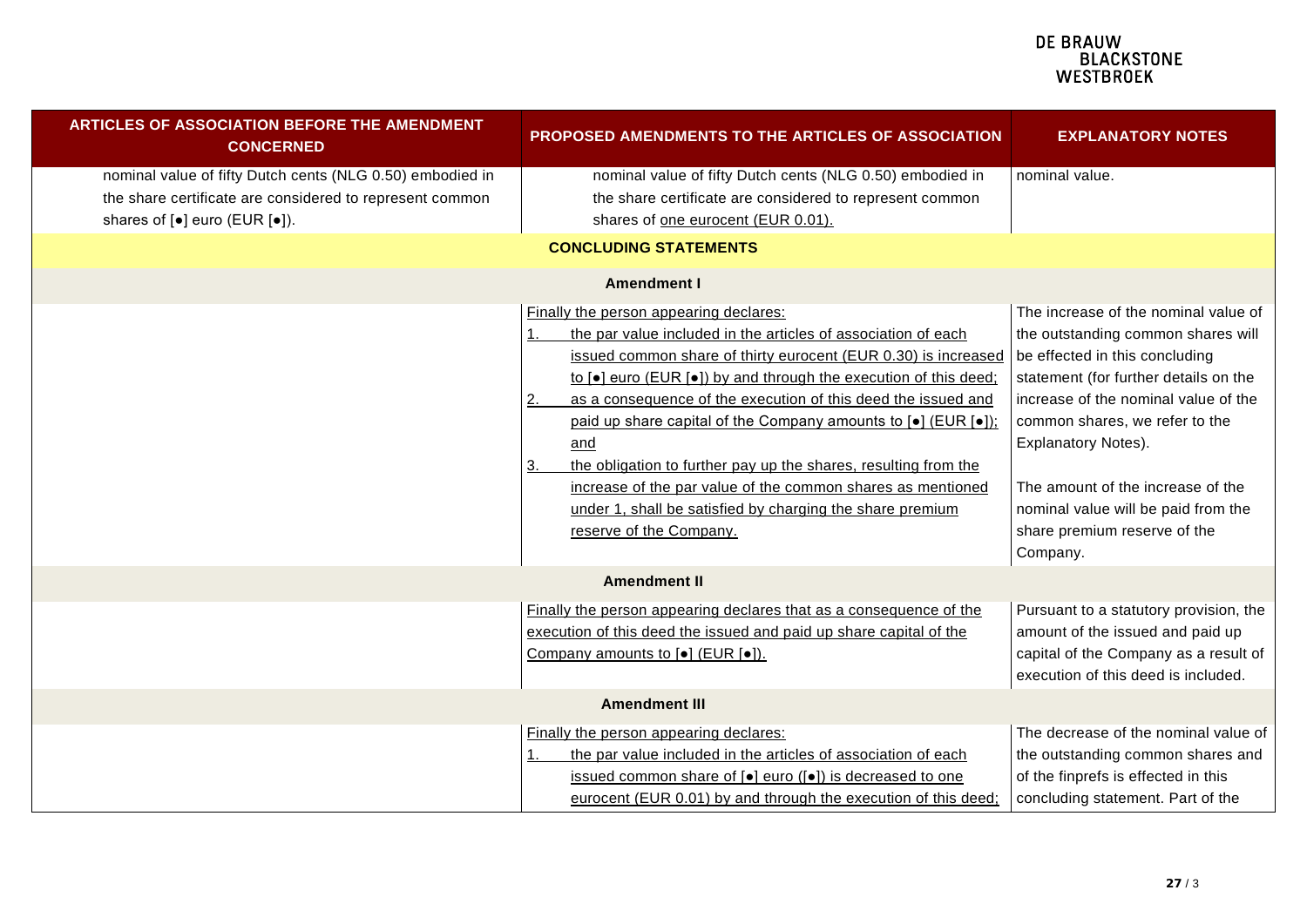| ARTICLES OF ASSOCIATION BEFORE THE AMENDMENT CONCERNED | PROPOSED AMENDMENTS TO THE ARTICLES OF ASSOCIATION | EXPLANATORY NOTES |
|---|---|---|
| nominal value of fifty Dutch cents (NLG 0.50) embodied in the share certificate are considered to represent common shares of [•] euro (EUR [•]). | nominal value of fifty Dutch cents (NLG 0.50) embodied in the share certificate are considered to represent common shares of <u>one eurocent (EUR 0.01).</u> | nominal value. |
| **CONCLUDING STATEMENTS** | | |
| **Amendment I** | | |
| | <u>Finally the person appearing declares:</u><br>1. <u>the par value included in the articles of association of each issued common share of thirty eurocent (EUR 0.30) is increased to [•] euro (EUR [•]) by and through the execution of this deed;</u><br>2. <u>as a consequence of the execution of this deed the issued and paid up share capital of the Company amounts to [•] (EUR [•]); and</u><br>3. <u>the obligation to further pay up the shares, resulting from the increase of the par value of the common shares as mentioned under 1, shall be satisfied by charging the share premium reserve of the Company.</u> | The increase of the nominal value of the outstanding common shares will be effected in this concluding statement (for further details on the increase of the nominal value of the common shares, we refer to the Explanatory Notes).<br><br>The amount of the increase of the nominal value will be paid from the share premium reserve of the Company. |
| **Amendment II** | | |
| | <u>Finally the person appearing declares that as a consequence of the execution of this deed the issued and paid up share capital of the Company amounts to [•] (EUR [•]).</u> | Pursuant to a statutory provision, the amount of the issued and paid up capital of the Company as a result of execution of this deed is included. |
| **Amendment III** | | |
| | <u>Finally the person appearing declares:</u><br>1. <u>the par value included in the articles of association of each issued common share of [•] euro ([•]) is decreased to one eurocent (EUR 0.01) by and through the execution of this deed;</u> | The decrease of the nominal value of the outstanding common shares and of the finprefs is effected in this concluding statement. Part of the |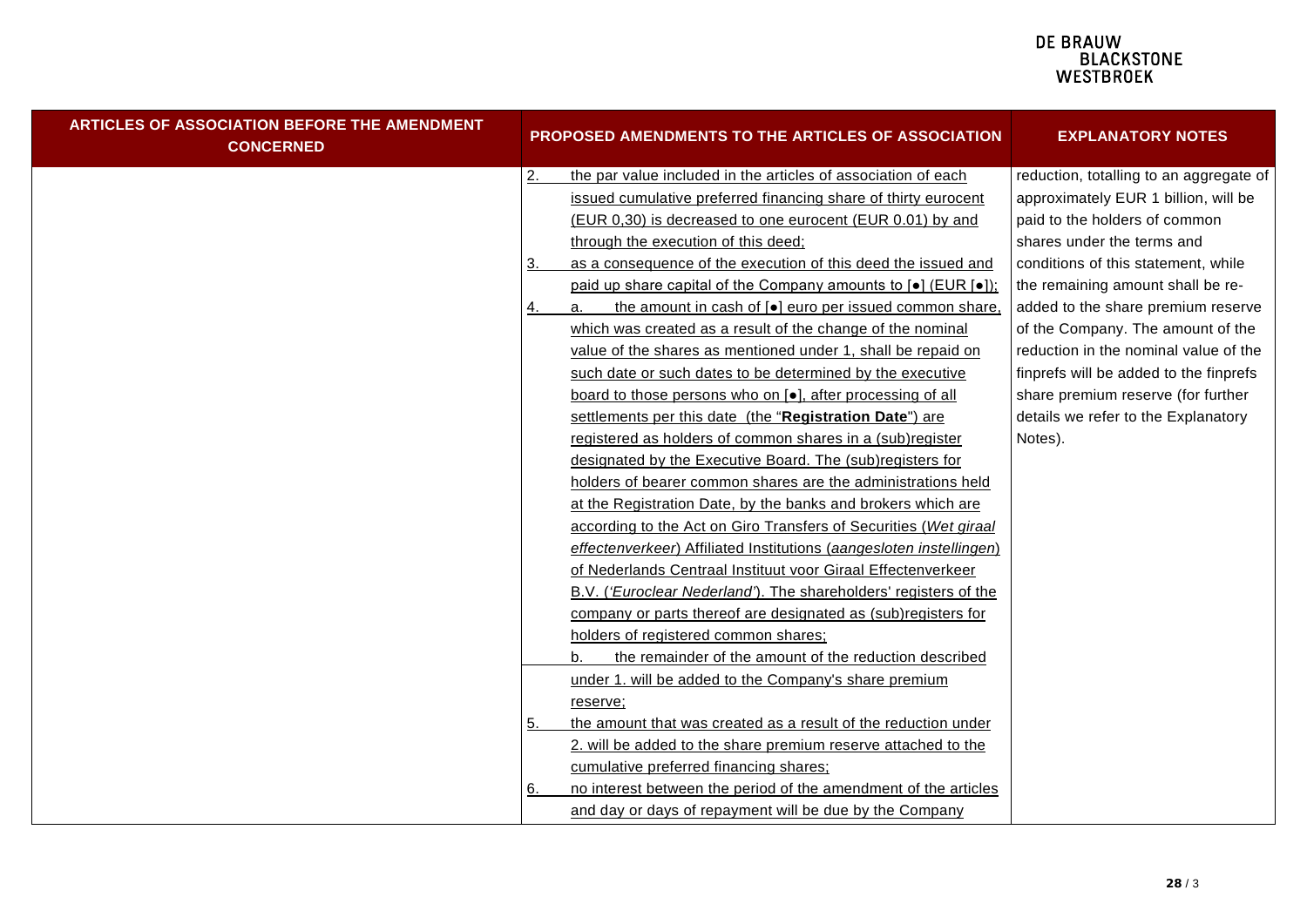| ARTICLES OF ASSOCIATION BEFORE THE AMENDMENT CONCERNED | PROPOSED AMENDMENTS TO THE ARTICLES OF ASSOCIATION | EXPLANATORY NOTES |
|---|---|---|
| | 2. the par value included in the articles of association of each issued cumulative preferred financing share of thirty eurocent (EUR 0,30) is decreased to one eurocent (EUR 0.01) by and through the execution of this deed;<br>3. as a consequence of the execution of this deed the issued and paid up share capital of the Company amounts to [●] (EUR [●]);<br>4. a. the amount in cash of [●] euro per issued common share, which was created as a result of the change of the nominal value of the shares as mentioned under 1, shall be repaid on such date or such dates to be determined by the executive board to those persons who on [●], after processing of all settlements per this date (the "**Registration Date**") are registered as holders of common shares in a (sub)register designated by the Executive Board. The (sub)registers for holders of bearer common shares are the administrations held at the Registration Date, by the banks and brokers which are according to the Act on Giro Transfers of Securities (*Wet giraal effectenverkeer*) Affiliated Institutions (*aangesloten instellingen*) of Nederlands Centraal Instituut voor Giraal Effectenverkeer B.V. ('*Euroclear Nederland*'). The shareholders' registers of the company or parts thereof are designated as (sub)registers for holders of registered common shares;<br>b. the remainder of the amount of the reduction described under 1. will be added to the Company's share premium reserve;<br>5. the amount that was created as a result of the reduction under 2. will be added to the share premium reserve attached to the cumulative preferred financing shares;<br>6. no interest between the period of the amendment of the articles and day or days of repayment will be due by the Company | reduction, totalling to an aggregate of approximately EUR 1 billion, will be paid to the holders of common shares under the terms and conditions of this statement, while the remaining amount shall be re-added to the share premium reserve of the Company. The amount of the reduction in the nominal value of the finprefs will be added to the finprefs share premium reserve (for further details we refer to the Explanatory Notes). |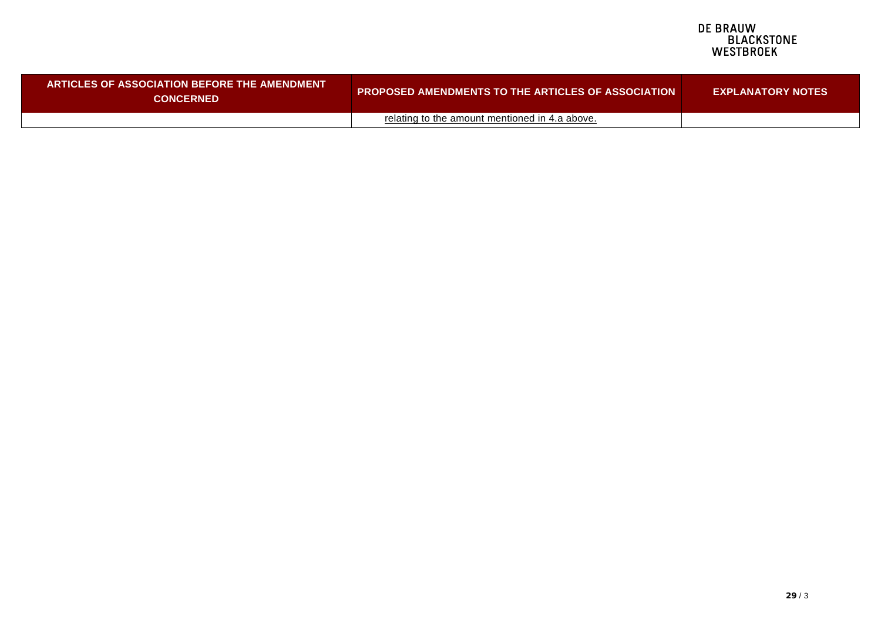| ARTICLES OF ASSOCIATION BEFORE THE AMENDMENT CONCERNED | PROPOSED AMENDMENTS TO THE ARTICLES OF ASSOCIATION | EXPLANATORY NOTES |
|---|---|---|
| | relating to the amount mentioned in 4.a above. | |